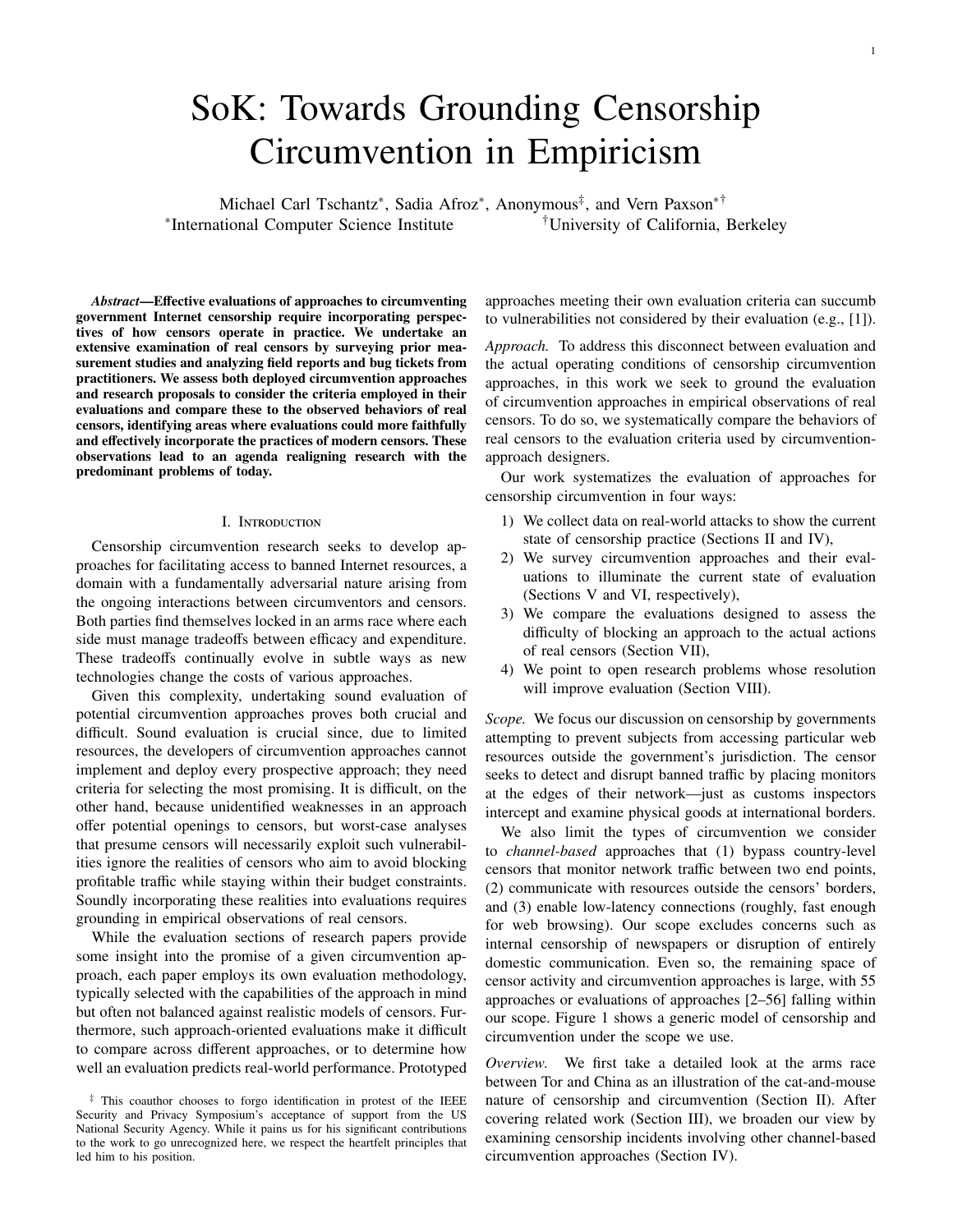# SoK: Towards Grounding Censorship Circumvention in Empiricism

Michael Carl Tschantz*, Sadia Afroz*, Anonymous‡, and Vern Paxson*†

*International Computer Science Institute †University of California, Berkeley

***Abstract*—Effective evaluations of approaches to circumventing government Internet censorship require incorporating perspectives of how censors operate in practice. We undertake an extensive examination of real censors by surveying prior measurement studies and analyzing field reports and bug tickets from practitioners. We assess both deployed circumvention approaches and research proposals to consider the criteria employed in their evaluations and compare these to the observed behaviors of real censors, identifying areas where evaluations could more faithfully and effectively incorporate the practices of modern censors. These observations lead to an agenda realigning research with the predominant problems of today.**

## I. Introduction

Censorship circumvention research seeks to develop approaches for facilitating access to banned Internet resources, a domain with a fundamentally adversarial nature arising from the ongoing interactions between circumventors and censors. Both parties find themselves locked in an arms race where each side must manage tradeoffs between efficacy and expenditure. These tradeoffs continually evolve in subtle ways as new technologies change the costs of various approaches.

Given this complexity, undertaking sound evaluation of potential circumvention approaches proves both crucial and difficult. Sound evaluation is crucial since, due to limited resources, the developers of circumvention approaches cannot implement and deploy every prospective approach; they need criteria for selecting the most promising. It is difficult, on the other hand, because unidentified weaknesses in an approach offer potential openings to censors, but worst-case analyses that presume censors will necessarily exploit such vulnerabilities ignore the realities of censors who aim to avoid blocking profitable traffic while staying within their budget constraints. Soundly incorporating these realities into evaluations requires grounding in empirical observations of real censors.

While the evaluation sections of research papers provide some insight into the promise of a given circumvention approach, each paper employs its own evaluation methodology, typically selected with the capabilities of the approach in mind but often not balanced against realistic models of censors. Furthermore, such approach-oriented evaluations make it difficult to compare across different approaches, or to determine how well an evaluation predicts real-world performance. Prototyped approaches meeting their own evaluation criteria can succumb to vulnerabilities not considered by their evaluation (e.g., [1]).

*Approach.* To address this disconnect between evaluation and the actual operating conditions of censorship circumvention approaches, in this work we seek to ground the evaluation of circumvention approaches in empirical observations of real censors. To do so, we systematically compare the behaviors of real censors to the evaluation criteria used by circumvention-approach designers.

Our work systematizes the evaluation of approaches for censorship circumvention in four ways:

1) We collect data on real-world attacks to show the current state of censorship practice (Sections II and IV),
2) We survey circumvention approaches and their evaluations to illuminate the current state of evaluation (Sections V and VI, respectively),
3) We compare the evaluations designed to assess the difficulty of blocking an approach to the actual actions of real censors (Section VII),
4) We point to open research problems whose resolution will improve evaluation (Section VIII).

*Scope.* We focus our discussion on censorship by governments attempting to prevent subjects from accessing particular web resources outside the government's jurisdiction. The censor seeks to detect and disrupt banned traffic by placing monitors at the edges of their network—just as customs inspectors intercept and examine physical goods at international borders.

We also limit the types of circumvention we consider to *channel-based* approaches that (1) bypass country-level censors that monitor network traffic between two end points, (2) communicate with resources outside the censors' borders, and (3) enable low-latency connections (roughly, fast enough for web browsing). Our scope excludes concerns such as internal censorship of newspapers or disruption of entirely domestic communication. Even so, the remaining space of censor activity and circumvention approaches is large, with 55 approaches or evaluations of approaches [2–56] falling within our scope. Figure 1 shows a generic model of censorship and circumvention under the scope we use.

*Overview.* We first take a detailed look at the arms race between Tor and China as an illustration of the cat-and-mouse nature of censorship and circumvention (Section II). After covering related work (Section III), we broaden our view by examining censorship incidents involving other channel-based circumvention approaches (Section IV).

‡ This coauthor chooses to forgo identification in protest of the IEEE Security and Privacy Symposium's acceptance of support from the US National Security Agency. While it pains us for his significant contributions to the work to go unrecognized here, we respect the heartfelt principles that led him to his position.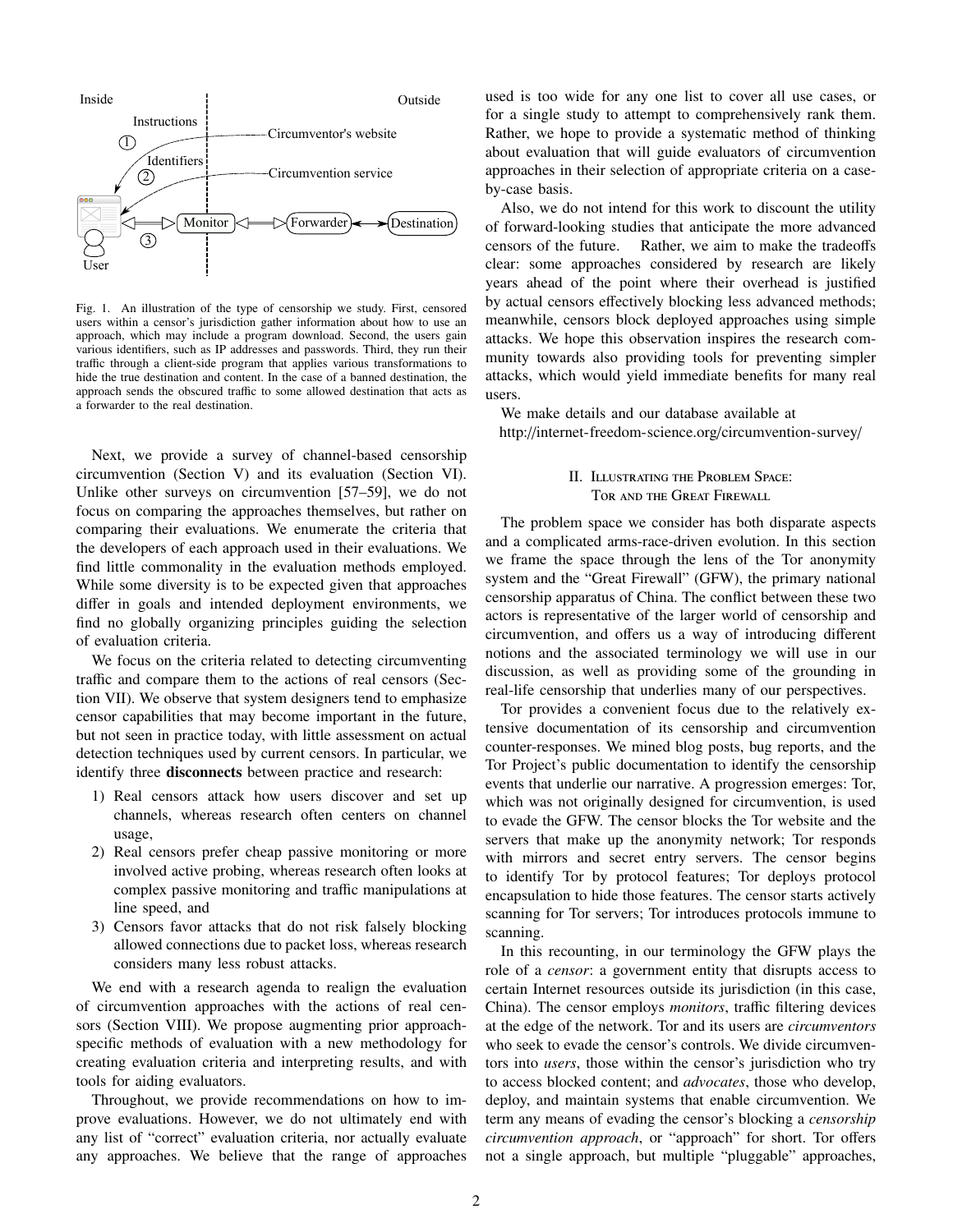Fig. 1. An illustration of the type of censorship we study. First, censored users within a censor's jurisdiction gather information about how to use an approach, which may include a program download. Second, the users gain various identifiers, such as IP addresses and passwords. Third, they run their traffic through a client-side program that applies various transformations to hide the true destination and content. In the case of a banned destination, the approach sends the obscured traffic to some allowed destination that acts as a forwarder to the real destination.

Next, we provide a survey of channel-based censorship circumvention (Section V) and its evaluation (Section VI). Unlike other surveys on circumvention [57–59], we do not focus on comparing the approaches themselves, but rather on comparing their evaluations. We enumerate the criteria that the developers of each approach used in their evaluations. We find little commonality in the evaluation methods employed. While some diversity is to be expected given that approaches differ in goals and intended deployment environments, we find no globally organizing principles guiding the selection of evaluation criteria.

We focus on the criteria related to detecting circumventing traffic and compare them to the actions of real censors (Section VII). We observe that system designers tend to emphasize censor capabilities that may become important in the future, but not seen in practice today, with little assessment on actual detection techniques used by current censors. In particular, we identify three **disconnects** between practice and research:

1) Real censors attack how users discover and set up channels, whereas research often centers on channel usage,
2) Real censors prefer cheap passive monitoring or more involved active probing, whereas research often looks at complex passive monitoring and traffic manipulations at line speed, and
3) Censors favor attacks that do not risk falsely blocking allowed connections due to packet loss, whereas research considers many less robust attacks.

We end with a research agenda to realign the evaluation of circumvention approaches with the actions of real censors (Section VIII). We propose augmenting prior approach-specific methods of evaluation with a new methodology for creating evaluation criteria and interpreting results, and with tools for aiding evaluators.

Throughout, we provide recommendations on how to improve evaluations. However, we do not ultimately end with any list of "correct" evaluation criteria, nor actually evaluate any approaches. We believe that the range of approaches used is too wide for any one list to cover all use cases, or for a single study to attempt to comprehensively rank them. Rather, we hope to provide a systematic method of thinking about evaluation that will guide evaluators of circumvention approaches in their selection of appropriate criteria on a case-by-case basis.

Also, we do not intend for this work to discount the utility of forward-looking studies that anticipate the more advanced censors of the future. Rather, we aim to make the tradeoffs clear: some approaches considered by research are likely years ahead of the point where their overhead is justified by actual censors effectively blocking less advanced methods; meanwhile, censors block deployed approaches using simple attacks. We hope this observation inspires the research community towards also providing tools for preventing simpler attacks, which would yield immediate benefits for many real users.

We make details and our database available at
http://internet-freedom-science.org/circumvention-survey/

## II. Illustrating the Problem Space: Tor and the Great Firewall

The problem space we consider has both disparate aspects and a complicated arms-race-driven evolution. In this section we frame the space through the lens of the Tor anonymity system and the "Great Firewall" (GFW), the primary national censorship apparatus of China. The conflict between these two actors is representative of the larger world of censorship and circumvention, and offers us a way of introducing different notions and the associated terminology we will use in our discussion, as well as providing some of the grounding in real-life censorship that underlies many of our perspectives.

Tor provides a convenient focus due to the relatively extensive documentation of its censorship and circumvention counter-responses. We mined blog posts, bug reports, and the Tor Project's public documentation to identify the censorship events that underlie our narrative. A progression emerges: Tor, which was not originally designed for circumvention, is used to evade the GFW. The censor blocks the Tor website and the servers that make up the anonymity network; Tor responds with mirrors and secret entry servers. The censor begins to identify Tor by protocol features; Tor deploys protocol encapsulation to hide those features. The censor starts actively scanning for Tor servers; Tor introduces protocols immune to scanning.

In this recounting, in our terminology the GFW plays the role of a *censor*: a government entity that disrupts access to certain Internet resources outside its jurisdiction (in this case, China). The censor employs *monitors*, traffic filtering devices at the edge of the network. Tor and its users are *circumventors* who seek to evade the censor's controls. We divide circumventors into *users*, those within the censor's jurisdiction who try to access blocked content; and *advocates*, those who develop, deploy, and maintain systems that enable circumvention. We term any means of evading the censor's blocking a *censorship circumvention approach*, or "approach" for short. Tor offers not a single approach, but multiple "pluggable" approaches,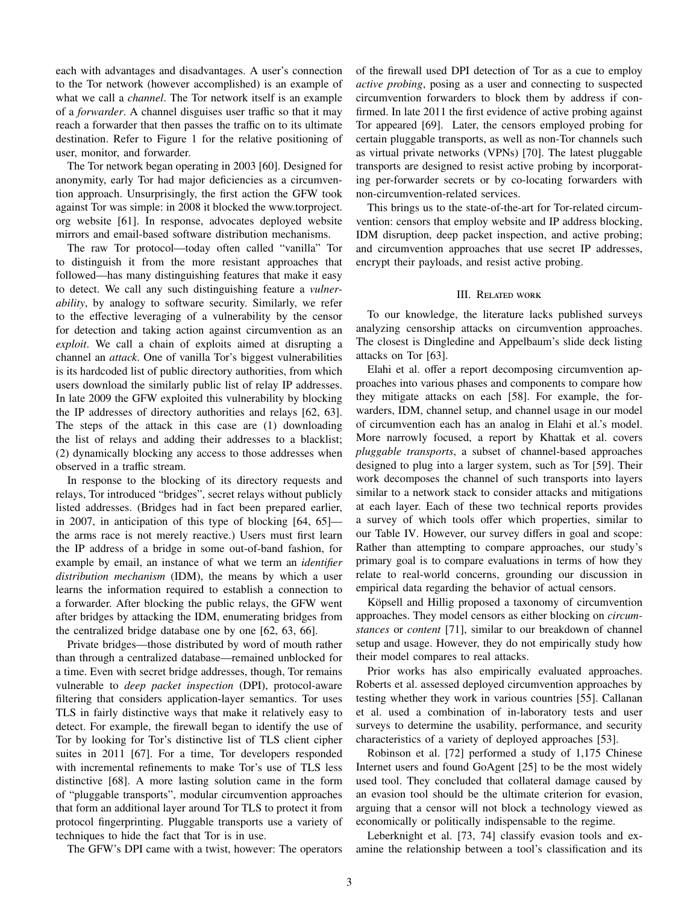each with advantages and disadvantages. A user's connection to the Tor network (however accomplished) is an example of what we call a *channel*. The Tor network itself is an example of a *forwarder*. A channel disguises user traffic so that it may reach a forwarder that then passes the traffic on to its ultimate destination. Refer to Figure 1 for the relative positioning of user, monitor, and forwarder.

The Tor network began operating in 2003 [60]. Designed for anonymity, early Tor had major deficiencies as a circumvention approach. Unsurprisingly, the first action the GFW took against Tor was simple: in 2008 it blocked the www.torproject.org website [61]. In response, advocates deployed website mirrors and email-based software distribution mechanisms.

The raw Tor protocol—today often called "vanilla" Tor to distinguish it from the more resistant approaches that followed—has many distinguishing features that make it easy to detect. We call any such distinguishing feature a *vulnerability*, by analogy to software security. Similarly, we refer to the effective leveraging of a vulnerability by the censor for detection and taking action against circumvention as an *exploit*. We call a chain of exploits aimed at disrupting a channel an *attack*. One of vanilla Tor's biggest vulnerabilities is its hardcoded list of public directory authorities, from which users download the similarly public list of relay IP addresses. In late 2009 the GFW exploited this vulnerability by blocking the IP addresses of directory authorities and relays [62, 63]. The steps of the attack in this case are (1) downloading the list of relays and adding their addresses to a blacklist; (2) dynamically blocking any access to those addresses when observed in a traffic stream.

In response to the blocking of its directory requests and relays, Tor introduced "bridges", secret relays without publicly listed addresses. (Bridges had in fact been prepared earlier, in 2007, in anticipation of this type of blocking [64, 65]—the arms race is not merely reactive.) Users must first learn the IP address of a bridge in some out-of-band fashion, for example by email, an instance of what we term an *identifier distribution mechanism* (IDM), the means by which a user learns the information required to establish a connection to a forwarder. After blocking the public relays, the GFW went after bridges by attacking the IDM, enumerating bridges from the centralized bridge database one by one [62, 63, 66].

Private bridges—those distributed by word of mouth rather than through a centralized database—remained unblocked for a time. Even with secret bridge addresses, though, Tor remains vulnerable to *deep packet inspection* (DPI), protocol-aware filtering that considers application-layer semantics. Tor uses TLS in fairly distinctive ways that make it relatively easy to detect. For example, the firewall began to identify the use of Tor by looking for Tor's distinctive list of TLS client cipher suites in 2011 [67]. For a time, Tor developers responded with incremental refinements to make Tor's use of TLS less distinctive [68]. A more lasting solution came in the form of "pluggable transports", modular circumvention approaches that form an additional layer around Tor TLS to protect it from protocol fingerprinting. Pluggable transports use a variety of techniques to hide the fact that Tor is in use.

The GFW's DPI came with a twist, however: The operators of the firewall used DPI detection of Tor as a cue to employ *active probing*, posing as a user and connecting to suspected circumvention forwarders to block them by address if confirmed. In late 2011 the first evidence of active probing against Tor appeared [69]. Later, the censors employed probing for certain pluggable transports, as well as non-Tor channels such as virtual private networks (VPNs) [70]. The latest pluggable transports are designed to resist active probing by incorporating per-forwarder secrets or by co-locating forwarders with non-circumvention-related services.

This brings us to the state-of-the-art for Tor-related circumvention: censors that employ website and IP address blocking, IDM disruption, deep packet inspection, and active probing; and circumvention approaches that use secret IP addresses, encrypt their payloads, and resist active probing.

## III. Related work

To our knowledge, the literature lacks published surveys analyzing censorship attacks on circumvention approaches. The closest is Dingledine and Appelbaum's slide deck listing attacks on Tor [63].

Elahi et al. offer a report decomposing circumvention approaches into various phases and components to compare how they mitigate attacks on each [58]. For example, the forwarders, IDM, channel setup, and channel usage in our model of circumvention each has an analog in Elahi et al.'s model. More narrowly focused, a report by Khattak et al. covers *pluggable transports*, a subset of channel-based approaches designed to plug into a larger system, such as Tor [59]. Their work decomposes the channel of such transports into layers similar to a network stack to consider attacks and mitigations at each layer. Each of these two technical reports provides a survey of which tools offer which properties, similar to our Table IV. However, our survey differs in goal and scope: Rather than attempting to compare approaches, our study's primary goal is to compare evaluations in terms of how they relate to real-world concerns, grounding our discussion in empirical data regarding the behavior of actual censors.

Köpsell and Hillig proposed a taxonomy of circumvention approaches. They model censors as either blocking on *circumstances* or *content* [71], similar to our breakdown of channel setup and usage. However, they do not empirically study how their model compares to real attacks.

Prior works has also empirically evaluated approaches. Roberts et al. assessed deployed circumvention approaches by testing whether they work in various countries [55]. Callanan et al. used a combination of in-laboratory tests and user surveys to determine the usability, performance, and security characteristics of a variety of deployed approaches [53].

Robinson et al. [72] performed a study of 1,175 Chinese Internet users and found GoAgent [25] to be the most widely used tool. They concluded that collateral damage caused by an evasion tool should be the ultimate criterion for evasion, arguing that a censor will not block a technology viewed as economically or politically indispensable to the regime.

Leberknight et al. [73, 74] classify evasion tools and examine the relationship between a tool's classification and its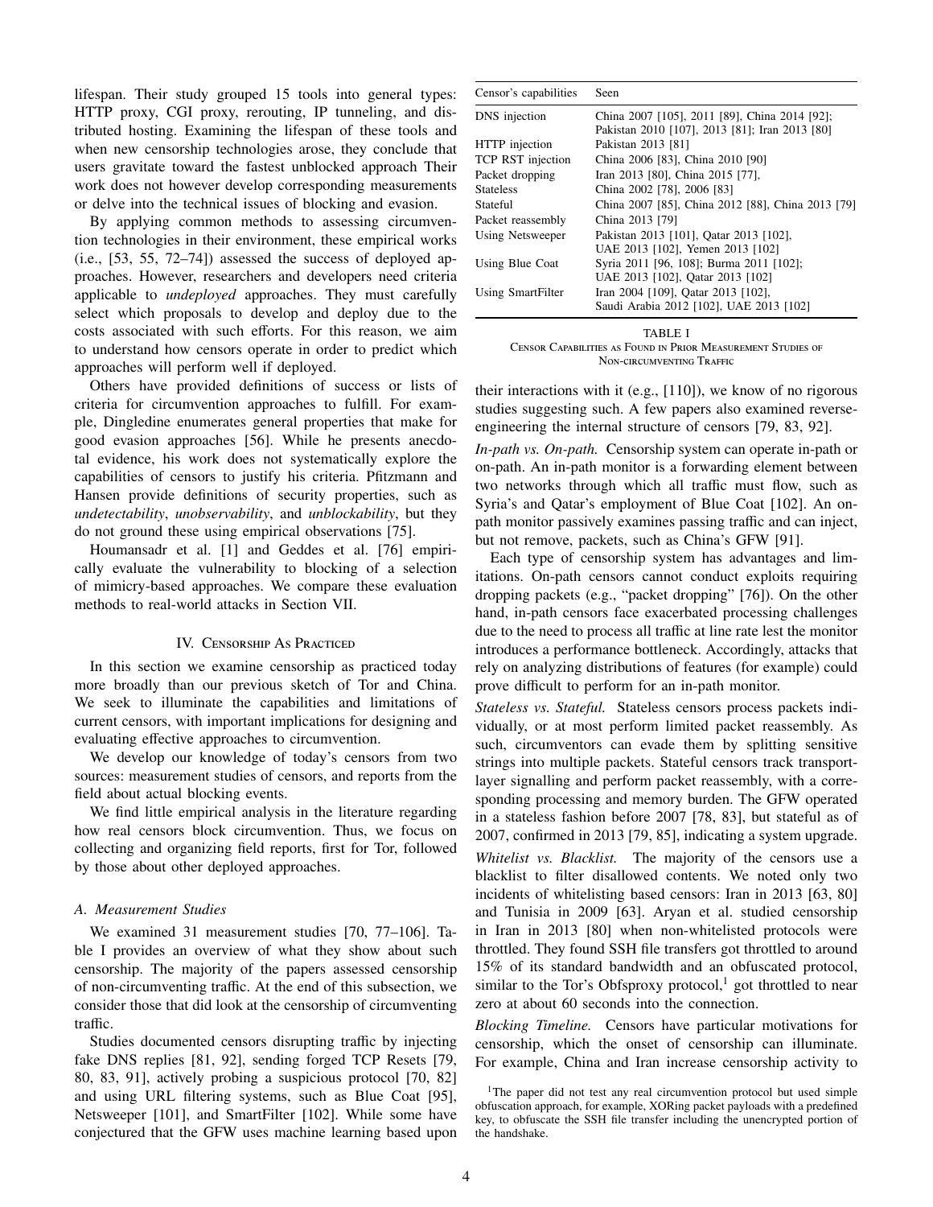lifespan. Their study grouped 15 tools into general types: HTTP proxy, CGI proxy, rerouting, IP tunneling, and distributed hosting. Examining the lifespan of these tools and when new censorship technologies arose, they conclude that users gravitate toward the fastest unblocked approach Their work does not however develop corresponding measurements or delve into the technical issues of blocking and evasion.

By applying common methods to assessing circumvention technologies in their environment, these empirical works (i.e., [53, 55, 72–74]) assessed the success of deployed approaches. However, researchers and developers need criteria applicable to *undeployed* approaches. They must carefully select which proposals to develop and deploy due to the costs associated with such efforts. For this reason, we aim to understand how censors operate in order to predict which approaches will perform well if deployed.

Others have provided definitions of success or lists of criteria for circumvention approaches to fulfill. For example, Dingledine enumerates general properties that make for good evasion approaches [56]. While he presents anecdotal evidence, his work does not systematically explore the capabilities of censors to justify his criteria. Pfitzmann and Hansen provide definitions of security properties, such as *undetectability*, *unobservability*, and *unblockability*, but they do not ground these using empirical observations [75].

Houmansadr et al. [1] and Geddes et al. [76] empirically evaluate the vulnerability to blocking of a selection of mimicry-based approaches. We compare these evaluation methods to real-world attacks in Section VII.

## IV. Censorship As Practiced

In this section we examine censorship as practiced today more broadly than our previous sketch of Tor and China. We seek to illuminate the capabilities and limitations of current censors, with important implications for designing and evaluating effective approaches to circumvention.

We develop our knowledge of today's censors from two sources: measurement studies of censors, and reports from the field about actual blocking events.

We find little empirical analysis in the literature regarding how real censors block circumvention. Thus, we focus on collecting and organizing field reports, first for Tor, followed by those about other deployed approaches.

### A. Measurement Studies

We examined 31 measurement studies [70, 77–106]. Table I provides an overview of what they show about such censorship. The majority of the papers assessed censorship of non-circumventing traffic. At the end of this subsection, we consider those that did look at the censorship of circumventing traffic.

Studies documented censors disrupting traffic by injecting fake DNS replies [81, 92], sending forged TCP Resets [79, 80, 83, 91], actively probing a suspicious protocol [70, 82] and using URL filtering systems, such as Blue Coat [95], Netsweeper [101], and SmartFilter [102]. While some have conjectured that the GFW uses machine learning based upon their interactions with it (e.g., [110]), we know of no rigorous studies suggesting such. A few papers also examined reverse-engineering the internal structure of censors [79, 83, 92].

| Censor's capabilities | Seen |
|---|---|
| DNS injection | China 2007 [105], 2011 [89], China 2014 [92]; Pakistan 2010 [107], 2013 [81]; Iran 2013 [80] |
| HTTP injection | Pakistan 2013 [81] |
| TCP RST injection | China 2006 [83], China 2010 [90] |
| Packet dropping | Iran 2013 [80], China 2015 [77], |
| Stateless | China 2002 [78], 2006 [83] |
| Stateful | China 2007 [85], China 2012 [88], China 2013 [79] |
| Packet reassembly | China 2013 [79] |
| Using Netsweeper | Pakistan 2013 [101], Qatar 2013 [102], UAE 2013 [102], Yemen 2013 [102] |
| Using Blue Coat | Syria 2011 [96, 108]; Burma 2011 [102]; UAE 2013 [102], Qatar 2013 [102] |
| Using SmartFilter | Iran 2004 [109], Qatar 2013 [102], Saudi Arabia 2012 [102], UAE 2013 [102] |

TABLE I
Censor Capabilities as Found in Prior Measurement Studies of Non-circumventing Traffic

*In-path vs. On-path.* Censorship system can operate in-path or on-path. An in-path monitor is a forwarding element between two networks through which all traffic must flow, such as Syria's and Qatar's employment of Blue Coat [102]. An on-path monitor passively examines passing traffic and can inject, but not remove, packets, such as China's GFW [91].

Each type of censorship system has advantages and limitations. On-path censors cannot conduct exploits requiring dropping packets (e.g., "packet dropping" [76]). On the other hand, in-path censors face exacerbated processing challenges due to the need to process all traffic at line rate lest the monitor introduces a performance bottleneck. Accordingly, attacks that rely on analyzing distributions of features (for example) could prove difficult to perform for an in-path monitor.

*Stateless vs. Stateful.* Stateless censors process packets individually, or at most perform limited packet reassembly. As such, circumventors can evade them by splitting sensitive strings into multiple packets. Stateful censors track transport-layer signalling and perform packet reassembly, with a corresponding processing and memory burden. The GFW operated in a stateless fashion before 2007 [78, 83], but stateful as of 2007, confirmed in 2013 [79, 85], indicating a system upgrade.

*Whitelist vs. Blacklist.* The majority of the censors use a blacklist to filter disallowed contents. We noted only two incidents of whitelisting based censors: Iran in 2013 [63, 80] and Tunisia in 2009 [63]. Aryan et al. studied censorship in Iran in 2013 [80] when non-whitelisted protocols were throttled. They found SSH file transfers got throttled to around 15% of its standard bandwidth and an obfuscated protocol, similar to the Tor's Obfsproxy protocol,[1] got throttled to near zero at about 60 seconds into the connection.

*Blocking Timeline.* Censors have particular motivations for censorship, which the onset of censorship can illuminate. For example, China and Iran increase censorship activity to

[1] The paper did not test any real circumvention protocol but used simple obfuscation approach, for example, XORing packet payloads with a predefined key, to obfuscate the SSH file transfer including the unencrypted portion of the handshake.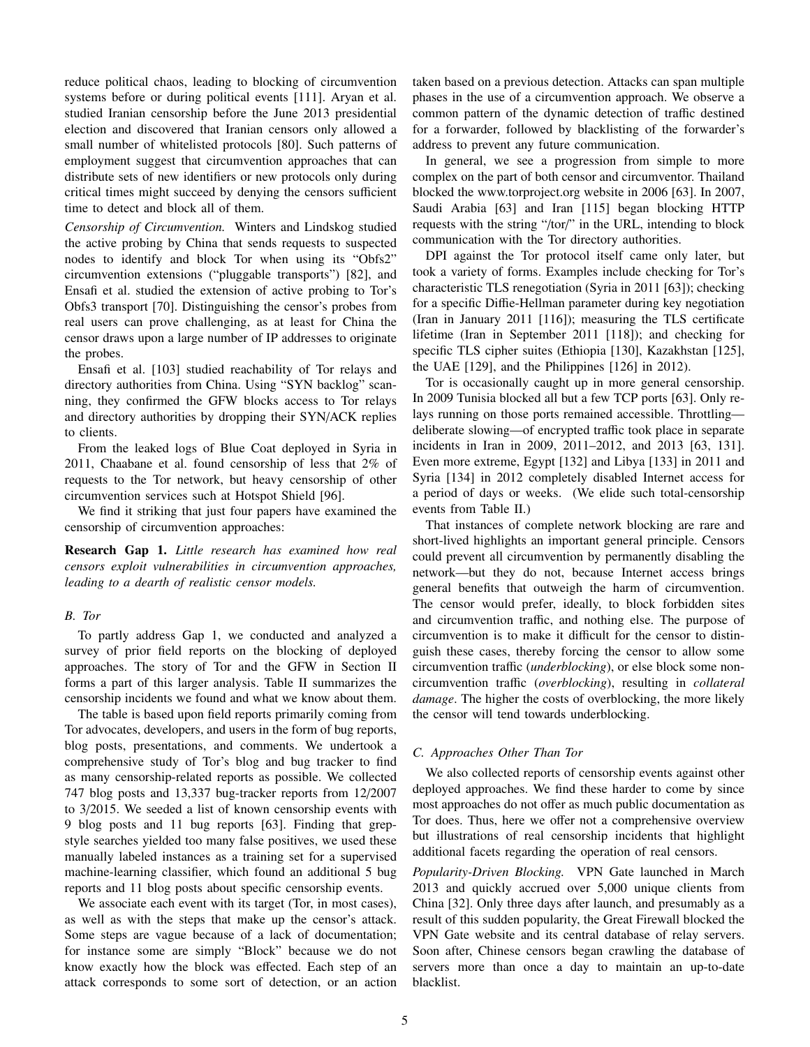reduce political chaos, leading to blocking of circumvention systems before or during political events [111]. Aryan et al. studied Iranian censorship before the June 2013 presidential election and discovered that Iranian censors only allowed a small number of whitelisted protocols [80]. Such patterns of employment suggest that circumvention approaches that can distribute sets of new identifiers or new protocols only during critical times might succeed by denying the censors sufficient time to detect and block all of them.

*Censorship of Circumvention.* Winters and Lindskog studied the active probing by China that sends requests to suspected nodes to identify and block Tor when using its "Obfs2" circumvention extensions ("pluggable transports") [82], and Ensafi et al. studied the extension of active probing to Tor's Obfs3 transport [70]. Distinguishing the censor's probes from real users can prove challenging, as at least for China the censor draws upon a large number of IP addresses to originate the probes.

Ensafi et al. [103] studied reachability of Tor relays and directory authorities from China. Using "SYN backlog" scanning, they confirmed the GFW blocks access to Tor relays and directory authorities by dropping their SYN/ACK replies to clients.

From the leaked logs of Blue Coat deployed in Syria in 2011, Chaabane et al. found censorship of less that 2% of requests to the Tor network, but heavy censorship of other circumvention services such at Hotspot Shield [96].

We find it striking that just four papers have examined the censorship of circumvention approaches:

**Research Gap 1.** *Little research has examined how real censors exploit vulnerabilities in circumvention approaches, leading to a dearth of realistic censor models.*

### B. Tor

To partly address Gap 1, we conducted and analyzed a survey of prior field reports on the blocking of deployed approaches. The story of Tor and the GFW in Section II forms a part of this larger analysis. Table II summarizes the censorship incidents we found and what we know about them.

The table is based upon field reports primarily coming from Tor advocates, developers, and users in the form of bug reports, blog posts, presentations, and comments. We undertook a comprehensive study of Tor's blog and bug tracker to find as many censorship-related reports as possible. We collected 747 blog posts and 13,337 bug-tracker reports from 12/2007 to 3/2015. We seeded a list of known censorship events with 9 blog posts and 11 bug reports [63]. Finding that grep-style searches yielded too many false positives, we used these manually labeled instances as a training set for a supervised machine-learning classifier, which found an additional 5 bug reports and 11 blog posts about specific censorship events.

We associate each event with its target (Tor, in most cases), as well as with the steps that make up the censor's attack. Some steps are vague because of a lack of documentation; for instance some are simply "Block" because we do not know exactly how the block was effected. Each step of an attack corresponds to some sort of detection, or an action taken based on a previous detection. Attacks can span multiple phases in the use of a circumvention approach. We observe a common pattern of the dynamic detection of traffic destined for a forwarder, followed by blacklisting of the forwarder's address to prevent any future communication.

In general, we see a progression from simple to more complex on the part of both censor and circumventor. Thailand blocked the www.torproject.org website in 2006 [63]. In 2007, Saudi Arabia [63] and Iran [115] began blocking HTTP requests with the string "/tor/" in the URL, intending to block communication with the Tor directory authorities.

DPI against the Tor protocol itself came only later, but took a variety of forms. Examples include checking for Tor's characteristic TLS renegotiation (Syria in 2011 [63]); checking for a specific Diffie-Hellman parameter during key negotiation (Iran in January 2011 [116]); measuring the TLS certificate lifetime (Iran in September 2011 [118]); and checking for specific TLS cipher suites (Ethiopia [130], Kazakhstan [125], the UAE [129], and the Philippines [126] in 2012).

Tor is occasionally caught up in more general censorship. In 2009 Tunisia blocked all but a few TCP ports [63]. Only relays running on those ports remained accessible. Throttling—deliberate slowing—of encrypted traffic took place in separate incidents in Iran in 2009, 2011–2012, and 2013 [63, 131]. Even more extreme, Egypt [132] and Libya [133] in 2011 and Syria [134] in 2012 completely disabled Internet access for a period of days or weeks. (We elide such total-censorship events from Table II.)

That instances of complete network blocking are rare and short-lived highlights an important general principle. Censors could prevent all circumvention by permanently disabling the network—but they do not, because Internet access brings general benefits that outweigh the harm of circumvention. The censor would prefer, ideally, to block forbidden sites and circumvention traffic, and nothing else. The purpose of circumvention is to make it difficult for the censor to distinguish these cases, thereby forcing the censor to allow some circumvention traffic (*underblocking*), or else block some non-circumvention traffic (*overblocking*), resulting in *collateral damage*. The higher the costs of overblocking, the more likely the censor will tend towards underblocking.

### C. Approaches Other Than Tor

We also collected reports of censorship events against other deployed approaches. We find these harder to come by since most approaches do not offer as much public documentation as Tor does. Thus, here we offer not a comprehensive overview but illustrations of real censorship incidents that highlight additional facets regarding the operation of real censors.

*Popularity-Driven Blocking.* VPN Gate launched in March 2013 and quickly accrued over 5,000 unique clients from China [32]. Only three days after launch, and presumably as a result of this sudden popularity, the Great Firewall blocked the VPN Gate website and its central database of relay servers. Soon after, Chinese censors began crawling the database of servers more than once a day to maintain an up-to-date blacklist.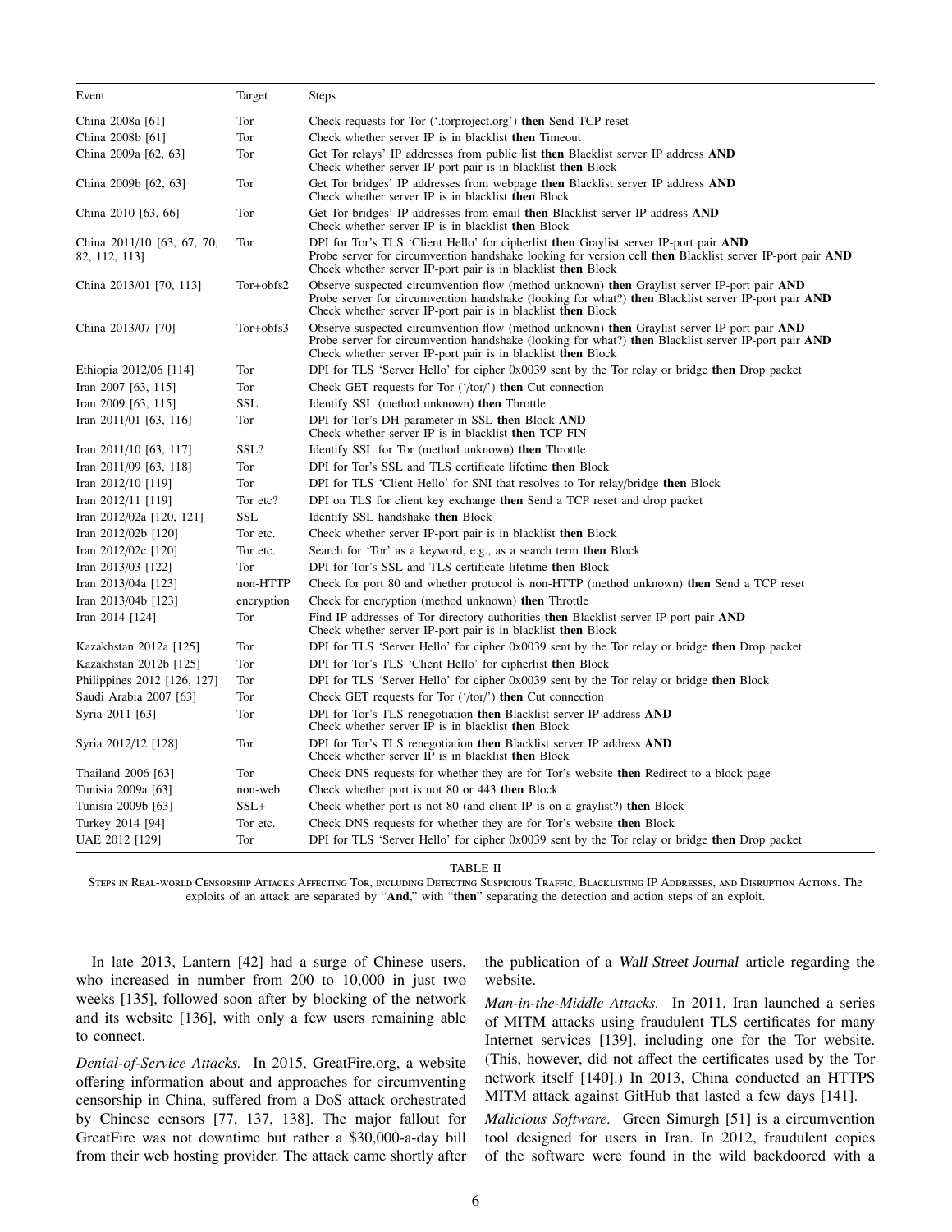| Event | Target | Steps |
|---|---|---|
| China 2008a [61] | Tor | Check requests for Tor ('.torproject.org') **then** Send TCP reset |
| China 2008b [61] | Tor | Check whether server IP is in blacklist **then** Timeout |
| China 2009a [62, 63] | Tor | Get Tor relays' IP addresses from public list **then** Blacklist server IP address **AND** Check whether server IP-port pair is in blacklist **then** Block |
| China 2009b [62, 63] | Tor | Get Tor bridges' IP addresses from webpage **then** Blacklist server IP address **AND** Check whether server IP is in blacklist **then** Block |
| China 2010 [63, 66] | Tor | Get Tor bridges' IP addresses from email **then** Blacklist server IP address **AND** Check whether server IP is in blacklist **then** Block |
| China 2011/10 [63, 67, 70, 82, 112, 113] | Tor | DPI for Tor's TLS 'Client Hello' for cipherlist **then** Graylist server IP-port pair **AND** Probe server for circumvention handshake looking for version cell **then** Blacklist server IP-port pair **AND** Check whether server IP-port pair is in blacklist **then** Block |
| China 2013/01 [70, 113] | Tor+obfs2 | Observe suspected circumvention flow (method unknown) **then** Graylist server IP-port pair **AND** Probe server for circumvention handshake (looking for what?) **then** Blacklist server IP-port pair **AND** Check whether server IP-port pair is in blacklist **then** Block |
| China 2013/07 [70] | Tor+obfs3 | Observe suspected circumvention flow (method unknown) **then** Graylist server IP-port pair **AND** Probe server for circumvention handshake (looking for what?) **then** Blacklist server IP-port pair **AND** Check whether server IP-port pair is in blacklist **then** Block |
| Ethiopia 2012/06 [114] | Tor | DPI for TLS 'Server Hello' for cipher 0x0039 sent by the Tor relay or bridge **then** Drop packet |
| Iran 2007 [63, 115] | Tor | Check GET requests for Tor ('/tor/') **then** Cut connection |
| Iran 2009 [63, 115] | SSL | Identify SSL (method unknown) **then** Throttle |
| Iran 2011/01 [63, 116] | Tor | DPI for Tor's DH parameter in SSL **then** Block **AND** Check whether server IP is in blacklist **then** TCP FIN |
| Iran 2011/10 [63, 117] | SSL? | Identify SSL for Tor (method unknown) **then** Throttle |
| Iran 2011/09 [63, 118] | Tor | DPI for Tor's SSL and TLS certificate lifetime **then** Block |
| Iran 2012/10 [119] | Tor | DPI for TLS 'Client Hello' for SNI that resolves to Tor relay/bridge **then** Block |
| Iran 2012/11 [119] | Tor etc? | DPI on TLS for client key exchange **then** Send a TCP reset and drop packet |
| Iran 2012/02a [120, 121] | SSL | Identify SSL handshake **then** Block |
| Iran 2012/02b [120] | Tor etc. | Check whether server IP-port pair is in blacklist **then** Block |
| Iran 2012/02c [120] | Tor etc. | Search for 'Tor' as a keyword, e.g., as a search term **then** Block |
| Iran 2013/03 [122] | Tor | DPI for Tor's SSL and TLS certificate lifetime **then** Block |
| Iran 2013/04a [123] | non-HTTP | Check for port 80 and whether protocol is non-HTTP (method unknown) **then** Send a TCP reset |
| Iran 2013/04b [123] | encryption | Check for encryption (method unknown) **then** Throttle |
| Iran 2014 [124] | Tor | Find IP addresses of Tor directory authorities **then** Blacklist server IP-port pair **AND** Check whether server IP-port pair is in blacklist **then** Block |
| Kazakhstan 2012a [125] | Tor | DPI for TLS 'Server Hello' for cipher 0x0039 sent by the Tor relay or bridge **then** Drop packet |
| Kazakhstan 2012b [125] | Tor | DPI for Tor's TLS 'Client Hello' for cipherlist **then** Block |
| Philippines 2012 [126, 127] | Tor | DPI for TLS 'Server Hello' for cipher 0x0039 sent by the Tor relay or bridge **then** Block |
| Saudi Arabia 2007 [63] | Tor | Check GET requests for Tor ('/tor/') **then** Cut connection |
| Syria 2011 [63] | Tor | DPI for Tor's TLS renegotiation **then** Blacklist server IP address **AND** Check whether server IP is in blacklist **then** Block |
| Syria 2012/12 [128] | Tor | DPI for Tor's TLS renegotiation **then** Blacklist server IP address **AND** Check whether server IP is in blacklist **then** Block |
| Thailand 2006 [63] | Tor | Check DNS requests for whether they are for Tor's website **then** Redirect to a block page |
| Tunisia 2009a [63] | non-web | Check whether port is not 80 or 443 **then** Block |
| Tunisia 2009b [63] | SSL+ | Check whether port is not 80 (and client IP is on a graylist?) **then** Block |
| Turkey 2014 [94] | Tor etc. | Check DNS requests for whether they are for Tor's website **then** Block |
| UAE 2012 [129] | Tor | DPI for TLS 'Server Hello' for cipher 0x0039 sent by the Tor relay or bridge **then** Drop packet |

TABLE II

Steps in Real-world Censorship Attacks Affecting Tor, including Detecting Suspicious Traffic, Blacklisting IP Addresses, and Disruption Actions. The exploits of an attack are separated by "**And**," with "**then**" separating the detection and action steps of an exploit.

In late 2013, Lantern [42] had a surge of Chinese users, who increased in number from 200 to 10,000 in just two weeks [135], followed soon after by blocking of the network and its website [136], with only a few users remaining able to connect.

*Denial-of-Service Attacks.* In 2015, GreatFire.org, a website offering information about and approaches for circumventing censorship in China, suffered from a DoS attack orchestrated by Chinese censors [77, 137, 138]. The major fallout for GreatFire was not downtime but rather a $30,000-a-day bill from their web hosting provider. The attack came shortly after the publication of a *Wall Street Journal* article regarding the website.

*Man-in-the-Middle Attacks.* In 2011, Iran launched a series of MITM attacks using fraudulent TLS certificates for many Internet services [139], including one for the Tor website. (This, however, did not affect the certificates used by the Tor network itself [140].) In 2013, China conducted an HTTPS MITM attack against GitHub that lasted a few days [141].

*Malicious Software.* Green Simurgh [51] is a circumvention tool designed for users in Iran. In 2012, fraudulent copies of the software were found in the wild backdoored with a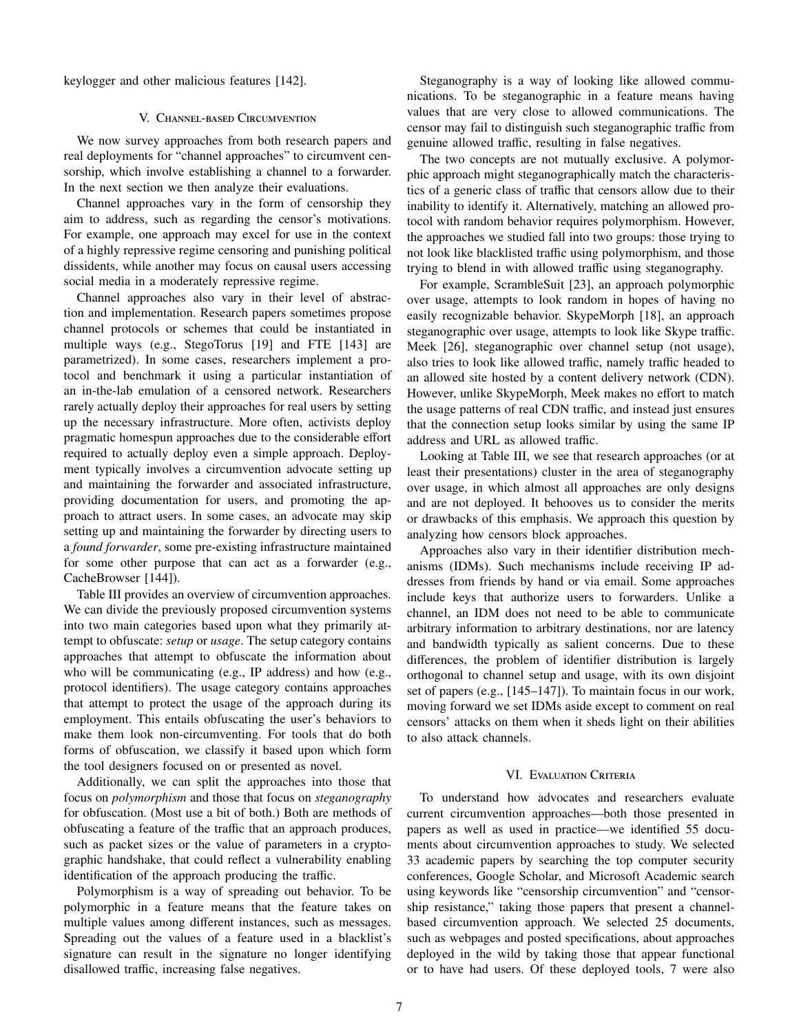keylogger and other malicious features [142].

## V. Channel-based Circumvention

We now survey approaches from both research papers and real deployments for "channel approaches" to circumvent censorship, which involve establishing a channel to a forwarder. In the next section we then analyze their evaluations.

Channel approaches vary in the form of censorship they aim to address, such as regarding the censor's motivations. For example, one approach may excel for use in the context of a highly repressive regime censoring and punishing political dissidents, while another may focus on causal users accessing social media in a moderately repressive regime.

Channel approaches also vary in their level of abstraction and implementation. Research papers sometimes propose channel protocols or schemes that could be instantiated in multiple ways (e.g., StegoTorus [19] and FTE [143] are parametrized). In some cases, researchers implement a protocol and benchmark it using a particular instantiation of an in-the-lab emulation of a censored network. Researchers rarely actually deploy their approaches for real users by setting up the necessary infrastructure. More often, activists deploy pragmatic homespun approaches due to the considerable effort required to actually deploy even a simple approach. Deployment typically involves a circumvention advocate setting up and maintaining the forwarder and associated infrastructure, providing documentation for users, and promoting the approach to attract users. In some cases, an advocate may skip setting up and maintaining the forwarder by directing users to a *found forwarder*, some pre-existing infrastructure maintained for some other purpose that can act as a forwarder (e.g., CacheBrowser [144]).

Table III provides an overview of circumvention approaches. We can divide the previously proposed circumvention systems into two main categories based upon what they primarily attempt to obfuscate: *setup* or *usage*. The setup category contains approaches that attempt to obfuscate the information about who will be communicating (e.g., IP address) and how (e.g., protocol identifiers). The usage category contains approaches that attempt to protect the usage of the approach during its employment. This entails obfuscating the user's behaviors to make them look non-circumventing. For tools that do both forms of obfuscation, we classify it based upon which form the tool designers focused on or presented as novel.

Additionally, we can split the approaches into those that focus on *polymorphism* and those that focus on *steganography* for obfuscation. (Most use a bit of both.) Both are methods of obfuscating a feature of the traffic that an approach produces, such as packet sizes or the value of parameters in a cryptographic handshake, that could reflect a vulnerability enabling identification of the approach producing the traffic.

Polymorphism is a way of spreading out behavior. To be polymorphic in a feature means that the feature takes on multiple values among different instances, such as messages. Spreading out the values of a feature used in a blacklist's signature can result in the signature no longer identifying disallowed traffic, increasing false negatives.

Steganography is a way of looking like allowed communications. To be steganographic in a feature means having values that are very close to allowed communications. The censor may fail to distinguish such steganographic traffic from genuine allowed traffic, resulting in false negatives.

The two concepts are not mutually exclusive. A polymorphic approach might steganographically match the characteristics of a generic class of traffic that censors allow due to their inability to identify it. Alternatively, matching an allowed protocol with random behavior requires polymorphism. However, the approaches we studied fall into two groups: those trying to not look like blacklisted traffic using polymorphism, and those trying to blend in with allowed traffic using steganography.

For example, ScrambleSuit [23], an approach polymorphic over usage, attempts to look random in hopes of having no easily recognizable behavior. SkypeMorph [18], an approach steganographic over usage, attempts to look like Skype traffic. Meek [26], steganographic over channel setup (not usage), also tries to look like allowed traffic, namely traffic headed to an allowed site hosted by a content delivery network (CDN). However, unlike SkypeMorph, Meek makes no effort to match the usage patterns of real CDN traffic, and instead just ensures that the connection setup looks similar by using the same IP address and URL as allowed traffic.

Looking at Table III, we see that research approaches (or at least their presentations) cluster in the area of steganography over usage, in which almost all approaches are only designs and are not deployed. It behooves us to consider the merits or drawbacks of this emphasis. We approach this question by analyzing how censors block approaches.

Approaches also vary in their identifier distribution mechanisms (IDMs). Such mechanisms include receiving IP addresses from friends by hand or via email. Some approaches include keys that authorize users to forwarders. Unlike a channel, an IDM does not need to be able to communicate arbitrary information to arbitrary destinations, nor are latency and bandwidth typically as salient concerns. Due to these differences, the problem of identifier distribution is largely orthogonal to channel setup and usage, with its own disjoint set of papers (e.g., [145–147]). To maintain focus in our work, moving forward we set IDMs aside except to comment on real censors' attacks on them when it sheds light on their abilities to also attack channels.

## VI. Evaluation Criteria

To understand how advocates and researchers evaluate current circumvention approaches—both those presented in papers as well as used in practice—we identified 55 documents about circumvention approaches to study. We selected 33 academic papers by searching the top computer security conferences, Google Scholar, and Microsoft Academic search using keywords like "censorship circumvention" and "censorship resistance," taking those papers that present a channel-based circumvention approach. We selected 25 documents, such as webpages and posted specifications, about approaches deployed in the wild by taking those that appear functional or to have had users. Of these deployed tools, 7 were also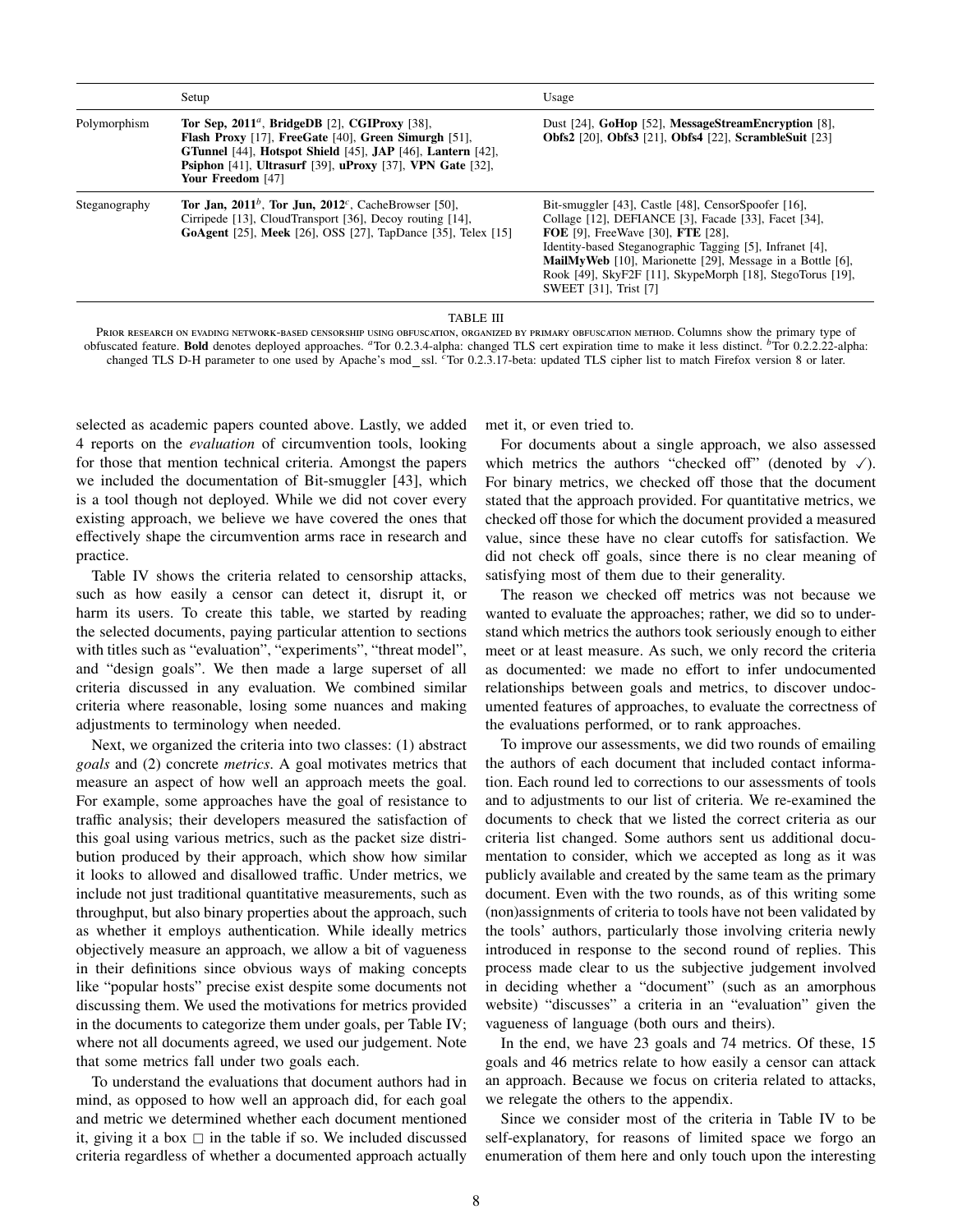| | Setup | Usage |
|---|---|---|
| Polymorphism | **Tor Sep, 2011**[a], **BridgeDB** [2], **CGIProxy** [38], **Flash Proxy** [17], **FreeGate** [40], **Green Simurgh** [51], **GTunnel** [44], **Hotspot Shield** [45], **JAP** [46], **Lantern** [42], **Psiphon** [41], **Ultrasurf** [39], **uProxy** [37], **VPN Gate** [32], **Your Freedom** [47] | Dust [24], **GoHop** [52], **MessageStreamEncryption** [8], **Obfs2** [20], **Obfs3** [21], **Obfs4** [22], **ScrambleSuit** [23] |
| Steganography | **Tor Jan, 2011**[b], **Tor Jun, 2012**[c], CacheBrowser [50], Cirripede [13], CloudTransport [36], Decoy routing [14], **GoAgent** [25], **Meek** [26], OSS [27], TapDance [35], Telex [15] | Bit-smuggler [43], Castle [48], CensorSpoofer [16], Collage [12], DEFIANCE [3], Facade [33], Facet [34], **FOE** [9], FreeWave [30], **FTE** [28], Identity-based Steganographic Tagging [5], Infranet [4], **MailMyWeb** [10], Marionette [29], Message in a Bottle [6], Rook [49], SkyF2F [11], SkypeMorph [18], StegoTorus [19], SWEET [31], Trist [7] |

TABLE III

PRIOR RESEARCH ON EVADING NETWORK-BASED CENSORSHIP USING OBFUSCATION, ORGANIZED BY PRIMARY OBFUSCATION METHOD. Columns show the primary type of obfuscated feature. **Bold** denotes deployed approaches. [a]Tor 0.2.3.4-alpha: changed TLS cert expiration time to make it less distinct. [b]Tor 0.2.2.22-alpha: changed TLS D-H parameter to one used by Apache's mod_ssl. [c]Tor 0.2.3.17-beta: updated TLS cipher list to match Firefox version 8 or later.

selected as academic papers counted above. Lastly, we added 4 reports on the *evaluation* of circumvention tools, looking for those that mention technical criteria. Amongst the papers we included the documentation of Bit-smuggler [43], which is a tool though not deployed. While we did not cover every existing approach, we believe we have covered the ones that effectively shape the circumvention arms race in research and practice.

Table IV shows the criteria related to censorship attacks, such as how easily a censor can detect it, disrupt it, or harm its users. To create this table, we started by reading the selected documents, paying particular attention to sections with titles such as "evaluation", "experiments", "threat model", and "design goals". We then made a large superset of all criteria discussed in any evaluation. We combined similar criteria where reasonable, losing some nuances and making adjustments to terminology when needed.

Next, we organized the criteria into two classes: (1) abstract *goals* and (2) concrete *metrics*. A goal motivates metrics that measure an aspect of how well an approach meets the goal. For example, some approaches have the goal of resistance to traffic analysis; their developers measured the satisfaction of this goal using various metrics, such as the packet size distribution produced by their approach, which show how similar it looks to allowed and disallowed traffic. Under metrics, we include not just traditional quantitative measurements, such as throughput, but also binary properties about the approach, such as whether it employs authentication. While ideally metrics objectively measure an approach, we allow a bit of vagueness in their definitions since obvious ways of making concepts like "popular hosts" precise exist despite some documents not discussing them. We used the motivations for metrics provided in the documents to categorize them under goals, per Table IV; where not all documents agreed, we used our judgement. Note that some metrics fall under two goals each.

To understand the evaluations that document authors had in mind, as opposed to how well an approach did, for each goal and metric we determined whether each document mentioned it, giving it a box □ in the table if so. We included discussed criteria regardless of whether a documented approach actually met it, or even tried to.

For documents about a single approach, we also assessed which metrics the authors "checked off" (denoted by ✓). For binary metrics, we checked off those that the document stated that the approach provided. For quantitative metrics, we checked off those for which the document provided a measured value, since these have no clear cutoffs for satisfaction. We did not check off goals, since there is no clear meaning of satisfying most of them due to their generality.

The reason we checked off metrics was not because we wanted to evaluate the approaches; rather, we did so to understand which metrics the authors took seriously enough to either meet or at least measure. As such, we only record the criteria as documented: we made no effort to infer undocumented relationships between goals and metrics, to discover undocumented features of approaches, to evaluate the correctness of the evaluations performed, or to rank approaches.

To improve our assessments, we did two rounds of emailing the authors of each document that included contact information. Each round led to corrections to our assessments of tools and to adjustments to our list of criteria. We re-examined the documents to check that we listed the correct criteria as our criteria list changed. Some authors sent us additional documentation to consider, which we accepted as long as it was publicly available and created by the same team as the primary document. Even with the two rounds, as of this writing some (non)assignments of criteria to tools have not been validated by the tools' authors, particularly those involving criteria newly introduced in response to the second round of replies. This process made clear to us the subjective judgement involved in deciding whether a "document" (such as an amorphous website) "discusses" a criteria in an "evaluation" given the vagueness of language (both ours and theirs).

In the end, we have 23 goals and 74 metrics. Of these, 15 goals and 46 metrics relate to how easily a censor can attack an approach. Because we focus on criteria related to attacks, we relegate the others to the appendix.

Since we consider most of the criteria in Table IV to be self-explanatory, for reasons of limited space we forgo an enumeration of them here and only touch upon the interesting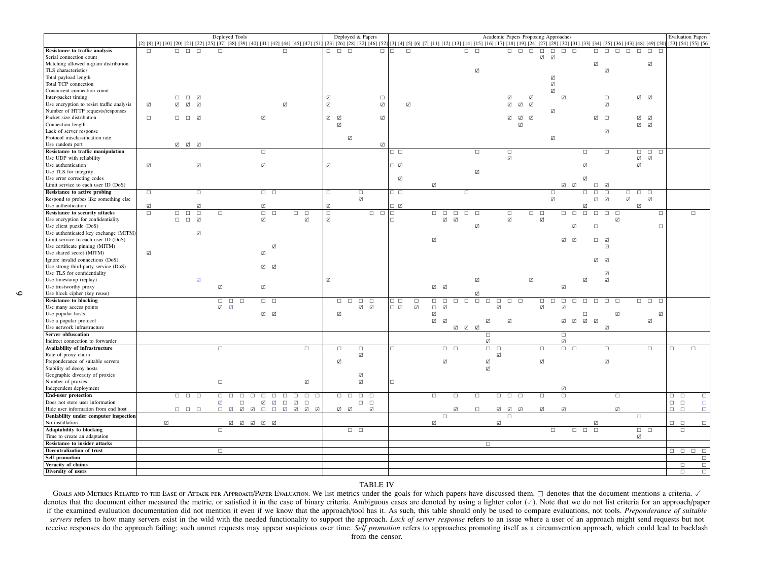| | Deployed Tools | | | | | | | | | | | | | | | | | | Deployed & Papers | | | | | | Academic Papers Proposing Approaches | | | | | | | | | | | | | | | | | | | | | | | | | | | Evaluation Papers | | | |
|---|---|---|---|---|---|---|---|---|---|---|---|---|---|---|---|---|---|---|---|---|---|---|---|---|---|---|---|---|---|---|---|---|---|---|---|---|---|---|---|---|---|---|---|---|---|---|---|---|---|---|---|---|---|---|---|
| | [2] | [8] | [9] | [10] | [20] | [21] | [22] | [25] | [37] | [38] | [39] | [40] | [41] | [42] | [44] | [45] | [47] | [51] | [23] | [26] | [28] | [32] | [46] | [52] | [3] | [4] | [5] | [6] | [7] | [11] | [12] | [13] | [14] | [15] | [16] | [17] | [18] | [19] | [24] | [27] | [29] | [30] | [31] | [33] | [34] | [35] | [36] | [43] | [48] | [49] | [50] | [53] | [54] | [55] | [56] |
| **Resistance to traffic analysis** | | □ | | | □ | □ | □ | | □ | | | | | | □ | | | | □ | □ | □ | | | □ | □ | | □ | | | | | | □ | □ | | | □ | □ | □ | □ | □ | □ | □ | | □ | □ | □ | □ | □ | □ | □ | | | | |
| Serial connection count | | | | | | | | | | | | | | | | | | | | | | | | | | | | | | | | | | | | | | | | ☑ | ☑ | | | | | | | | | | | | | | |
| Matching allowed n-gram distribution | | | | | | | | | | | | | | | | | | | | | | | | | | | | | | | | | | | | | | | | | | | | | ☑ | | | | | ☑ | | | | | |
| TLS characteristics | | | | | | | | | | | | | | | | | | | | | | | | | | | | | | | | | | ☑ | | | | | | | | | | | | ☑ | | | | | | | | | |
| Total payload length | | | | | | | | | | | | | | | | | | | | | | | | | | | | | | | | | | | | | | | | | ☑ | | | | | | | | | | | | | | |
| Total TCP connection | | | | | | | | | | | | | | | | | | | | | | | | | | | | | | | | | | | | | | | | | ☑ | | | | | | | | | | | | | | |
| Concurrent connection count | | | | | | | | | | | | | | | | | | | | | | | | | | | | | | | | | | | | | | | | | ☑ | | | | | | | | | | | | | | |
| Inter-packet timing | | | | | □ | □ | ☑ | | | | | | | | | | | | ☑ | | | | | □ | | | | | | | | | | | | | ☑ | | ☑ | | | ☑ | | | | □ | | | ☑ | ☑ | | | | | |
| Use encryption to resist traffic analysis | | ☑ | | | ☑ | ☑ | ☑ | | | | | | | | ☑ | | | | ☑ | | | | | ☑ | | | ☑ | | | | | | | | | | ☑ | ☑ | ☑ | | | | | | | ☑ | | | | | | | | | |
| Number of HTTP requests/responses | | | | | | | | | | | | | | | | | | | | | | | | | | | | | | | | | | | | | | | | | ☑ | | | | | | | | | | | | | | |
| Packet size distribution | | □ | | | □ | □ | ☑ | | | | | | ☑ | | | | | | ☑ | ☑ | | | | ☑ | | | | | | | | | | | | | ☑ | ☑ | ☑ | | | | | | ☑ | □ | | | ☑ | ☑ | | | | | |
| Connection length | | | | | | | | | | | | | | | | | | | | ☑ | | | | | | | | | | | | | | | | | | ☑ | | | | | | | | | | | ☑ | ☑ | | | | | |
| Lack of server response | | | | | | | | | | | | | | | | | | | | | | | | | | | | | | | | | | | | | | | | | | | | | | ☑ | | | | | | | | | |
| Protocol misclassification rate | | | | | | | | | | | | | | | | | | | | | ☑ | | | | | | | | | | | | | | | | | | | | ☑ | | | | | | | | | | | | | | |
| Use random port | | | | | ☑ | ☑ | ☑ | | | | | | | | | | | | | | | | | ☑ | | | | | | | | | | | | | | | | | | | | | | | | | | | | | | | |
| **Resistance to traffic manipulation** | | | | | | | | | | | | | □ | | | | | | | | | | | | □ | □ | | | | | | | | □ | | | □ | | | | | | | □ | | □ | | | □ | □ | □ | | | | |
| Use UDP with reliability | | | | | | | | | | | | | | | | | | | | | | | | | | | | | | | | | | | | | ☑ | | | | | | | | | | | | ☑ | ☑ | | | | | |
| Use authentication | ☑ | | | | | | ☑ | | | | | | ☑ | | | | | | ☑ | | | | | | □ | ☑ | | | | | | | | | | | | | | | | | | ☑ | | | | | ☑ | | | | | | |
| Use TLS for integrity | | | | | | | | | | | | | | | | | | | | | | | | | | | | | | | | | | ☑ | | | | | | | | | | | | | | | | | | | | | |
| Use error correcting codes | | | | | | | | | | | | | | | | | | | | | | | | | | ☑ | | | | | | | | | | | | | | | | | | ☑ | | | | | | | | | | | |
| Limit service to each user ID (DoS) | | | | | | | | | | | | | | | | | | | | | | | | | | | | | | ☑ | | | | | | | | | | | | ☑ | ☑ | | □ | ☑ | | | | | | | | | |
| **Resistance to active probing** | □ | | | | | | □ | | | | | | □ | □ | | | | | □ | | | □ | | | □ | □ | | | | | | | □ | | | | | | | | □ | | | □ | □ | □ | | □ | □ | □ | | | | | |
| Respond to probes like something else | | | | | | | | | | | | | | | | | | | | | | ☑ | | | | | | | | | | | | | | | | | | | ☑ | | | | ☑ | ☑ | | ☑ | | ☑ | | | | | |
| Use authentication | ☑ | | | | | | ☑ | | | | | | ☑ | | | | | | ☑ | | | | | | □ | ☑ | | | | | | | | | | | | | | | | | | ☑ | | | | | ☑ | | | | | | |
| **Resistance to security attacks** | □ | | | | □ | □ | □ | | □ | | | | □ | □ | | □ | □ | | □ | | | | □ | □ | □ | | | | | □ | □ | □ | □ | □ | | | □ | | □ | □ | | □ | □ | □ | □ | □ | □ | | | | □ | | | □ | |
| Use encryption for confidentiality | | | | | □ | □ | ☑ | | | | | | ☑ | | | | ☑ | | ☑ | | | | | | □ | | | | | | ☑ | ☑ | | | | | ☑ | | | ☑ | | | | | | | ☑ | | | | | | | | |
| Use client puzzle (DoS) | | | | | | | | | | | | | | | | | | | | | | | | | | | | | | | | | | ☑ | | | | | | | | | ☑ | | □ | | | | | | □ | | | | |
| Use authenticated key exchange (MITM) | | | | | | | ☑ | | | | | | | | | | | | | | | | | | | | | | | | | | | | | | | | | | | | | | | | | | | | | | | | |
| Limit service to each user ID (DoS) | | | | | | | | | | | | | | | | | | | | | | | | | | | | | | ☑ | | | | | | | | | | | | ☑ | ☑ | | □ | ☑ | | | | | | | | | |
| Use certificate pinning (MITM) | | | | | | | | | | | | | | ☑ | | | | | | | | | | | | | | | | | | | | | | | | | | | | | | | | ☑ | | | | | | | | | |
| Use shared secret (MITM) | ☑ | | | | | | | | | | | | ☑ | | | | | | | | | | | | | | | | | | | | | | | | | | | | | | | | | | | | | | | | | | |
| Ignore invalid connections (DoS) | | | | | | | | | | | | | | | | | | | | | | | | | | | | | | | | | | | | | | | | | | | | | ☑ | ☑ | | | | | | | | | |
| Use strong third-party service (DoS) | | | | | | | | | | | | | ☑ | ☑ | | | | | | | | | | | | | | | | | | | | | | | | | | | | | | | | | | | | | | | | | |
| Use TLS for confidentiality | | | | | | | | | | | | | | | | | | | | | | | | | | | | | | | | | | | | | | | | | | | | | | ☑ | | | | | | | | | |
| Use timestamp (replay) | | | | | | | ☑ | | | | | | | | | | | | ☑ | | | | | | | | | | | | | | | ☑ | | | | | ☑ | | | | | ☑ | | ☑ | | | | | | | | | |
| Use trustworthy proxy | | | | | | | | | ☑ | | | | ☑ | | | | | | | | | | | | | | | | | ☑ | ☑ | | | | | | | | | | | ☑ | | | | | | | | | | | | | |
| Use block cipher (key reuse) | | | | | | | | | | | | | | | | | | | | | | | | | | | | | | | | | | ☑ | | | | | | | | | | | | | | | | | | | | | |
| **Resistance to blocking** | | | | | | | | | □ | □ | □ | | □ | □ | | | | | | □ | □ | □ | □ | | □ | □ | | □ | | □ | □ | □ | □ | □ | □ | □ | □ | □ | | □ | □ | □ | □ | □ | □ | □ | □ | | □ | □ | □ | | | | |
| Use many access points | | | | | | | | | ☑ | ☑ | | | | | | | | | | | | ☑ | ☑ | | □ | ☑ | | ☑ | | □ | ☑ | | | | | ☑ | | | | ☑ | | ☑ | | | | | | | | | | | | | |
| Use popular hosts | | | | | | | | | | | | | ☑ | ☑ | | | | | | ☑ | | | | | | | | | | ☑ | | | | | | | | | | | | | | □ | | | ☑ | | | | ☑ | | | | |
| Use a popular protocol | | | | | | | | | | | | | | | | | | | | | | | | | | | | | | ☑ | ☑ | | | | ☑ | | ☑ | | | | | ☑ | ☑ | ☑ | ☑ | | | | | ☑ | | | | | |
| Use network infrastructure | | | | | | | | | | | | | | | | | | | | | | | | | | | | | | | | ☑ | ☑ | ☑ | | | | | | | | | | | | ☑ | | | | | | | | | |
| **Server obfuscation** | | | | | | | | | | | | | | | | | | | | | | | | | | | | | | | | | | | □ | | | | | | | □ | | | | | | | | | | | | | |
| Indirect connection to forwarder | | | | | | | | | | | | | | | | | | | | | | | | | | | | | | | | | | | ☑ | | | | | | | ☑ | | | | | | | | | | | | | |
| **Availability of infrastructure** | | | | | | | | | □ | | | | | | | | □ | | | □ | | □ | | | □ | | | | | | □ | □ | | | □ | □ | | | | □ | | □ | □ | | | □ | | | | □ | | □ | | □ | |
| Rate of proxy churn | | | | | | | | | | | | | | | | | | | | | | ☑ | | | | | | | | | | | | | | ☑ | | | | | | | | | | | | | | | | | | | |
| Preponderance of suitable servers | | | | | | | | | | | | | | | | | | | | ☑ | | | | | | | | | | | ☑ | | | | ☑ | | | | | ☑ | | | | | | ☑ | | | | | | | | | |
| Stability of decoy hosts | | | | | | | | | | | | | | | | | | | | | | | | | | | | | | | | | | | ☑ | | | | | | | | | | | | | | | | | | | | |
| Geographic diversity of proxies | | | | | | | | | | | | | | | | | | | | | | ☑ | | | | | | | | | | | | | | | | | | | | | | | | | | | | | | | | | |
| Number of proxies | | | | | | | | | □ | | | | | | | | ☑ | | | | | ☑ | | | □ | | | | | | | | | | | | | | | | | | | | | | | | | | | | | | |
| Independent deployment | | | | | | | | | | | | | | | | | | | | | | | | | | | | | | | | | | | | | | | | | | ☑ | | | | | | | | | | | | | |
| **End-user protection** | | | | | □ | □ | □ | | □ | □ | □ | □ | □ | □ | □ | □ | □ | □ | | □ | □ | □ | □ | | | | | | | □ | | □ | | □ | | □ | □ | □ | | □ | | □ | | | | | □ | | | | | □ | □ | | □ |
| Does not store user information | | | | | | | | | ☑ | | □ | | ☑ | ☑ | □ | ☑ | □ | | | | | □ | □ | | | | | | | | | | | | | | | | | | | | | | | | | | | | | □ | □ | | □ |
| Hide user information from end host | | | | | □ | □ | □ | | □ | ☑ | ☑ | ☑ | □ | □ | ☑ | ☑ | ☑ | ☑ | | ☑ | ☑ | | ☑ | | | | | | | | | ☑ | | □ | | ☑ | ☑ | ☑ | | ☑ | | ☑ | | | | | ☑ | | | | | □ | □ | | □ |
| **Deniability under computer inspection** | | | | | | | | | | | | | | | | | | | | | | | | | | | | | | | □ | | | | | | □ | | | | | | | | | | | | □ | | | | | | |
| No installation | | | | ☑ | | | | | | ☑ | ☑ | ☑ | ☑ | ☑ | | | | | | | | | | | | | | | | ☑ | | | | | | ☑ | | | | | | | | | ☑ | | | | | | | □ | □ | | □ |
| **Adaptability to blocking** | | | | | | | | | □ | | | | | | | | | | | | □ | □ | | | | | | | | | | | | | | | | | | | □ | | □ | □ | □ | | | | □ | □ | | | □ | | |
| Time to create an adaptation | | | | | | | | | | | | | | | | | | | | | | | | | | | | | | | | | | | | | | | | | | | | | | | | | ☑ | | | | | | |
| **Resistance to insider attacks** | | | | | | | | | | | | | | | | | | | | | | | | | | | | | | | | | | | □ | | | | | | | | | | | | | | | | | | | | |
| **Decentralization of trust** | | | | | | | | | □ | | | | | | | | | | | | | | | | | | | | | | | | | | | | | | | | | | | | | | | | | | | □ | □ | □ | □ |
| **Self promotion** | | | | | | | | | | | | | | | | | | | | | | | | | | | | | | | | | | | | | | | | | | | | | | | | | | | | | | | □ |
| **Veracity of claims** | | | | | | | | | | | | | | | | | | | | | | | | | | | | | | | | | | | | | | | | | | | | | | | | | | | | | □ | | □ |
| **Diversity of users** | | | | | | | | | | | | | | | | | | | | | | | | | | | | | | | | | | | | | | | | | | | | | | | | | | | | | □ | | □ |

TABLE IV

GOALS AND METRICS RELATED TO THE EASE OF ATTACK PER APPROACH/PAPER EVALUATION. We list metrics under the goals for which papers have discussed them. □ denotes that the document mentions a criteria. ✓ denotes that the document either measured the metric, or satisfied it in the case of binary criteria. Ambiguous cases are denoted by using a lighter color (✓). Note that we do not list criteria for an approach/paper if the examined evaluation documentation did not mention it even if we know that the approach/tool has it. As such, this table should only be used to compare evaluations, not tools. *Preponderance of suitable servers* refers to how many servers exist in the wild with the needed functionality to support the approach. *Lack of server response* refers to an issue where a user of an approach might send requests but not receive responses do the approach failing; such unmet requests may appear suspicious over time. *Self promotion* refers to approaches promoting itself as a circumvention approach, which could lead to backlash from the censor.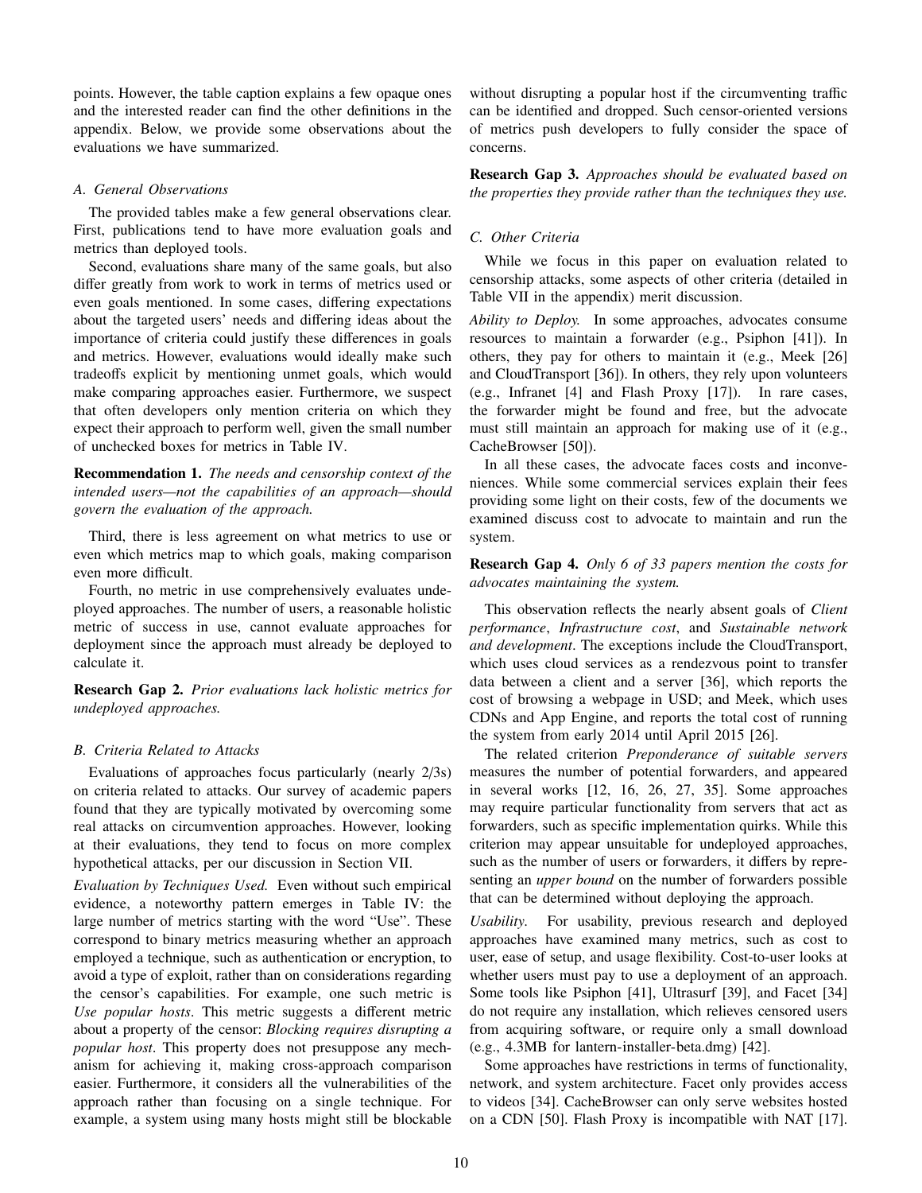points. However, the table caption explains a few opaque ones and the interested reader can find the other definitions in the appendix. Below, we provide some observations about the evaluations we have summarized.

### A. General Observations

The provided tables make a few general observations clear. First, publications tend to have more evaluation goals and metrics than deployed tools.

Second, evaluations share many of the same goals, but also differ greatly from work to work in terms of metrics used or even goals mentioned. In some cases, differing expectations about the targeted users' needs and differing ideas about the importance of criteria could justify these differences in goals and metrics. However, evaluations would ideally make such tradeoffs explicit by mentioning unmet goals, which would make comparing approaches easier. Furthermore, we suspect that often developers only mention criteria on which they expect their approach to perform well, given the small number of unchecked boxes for metrics in Table IV.

**Recommendation 1.** *The needs and censorship context of the intended users—not the capabilities of an approach—should govern the evaluation of the approach.*

Third, there is less agreement on what metrics to use or even which metrics map to which goals, making comparison even more difficult.

Fourth, no metric in use comprehensively evaluates undeployed approaches. The number of users, a reasonable holistic metric of success in use, cannot evaluate approaches for deployment since the approach must already be deployed to calculate it.

**Research Gap 2.** *Prior evaluations lack holistic metrics for undeployed approaches.*

### B. Criteria Related to Attacks

Evaluations of approaches focus particularly (nearly 2/3s) on criteria related to attacks. Our survey of academic papers found that they are typically motivated by overcoming some real attacks on circumvention approaches. However, looking at their evaluations, they tend to focus on more complex hypothetical attacks, per our discussion in Section VII.

*Evaluation by Techniques Used.* Even without such empirical evidence, a noteworthy pattern emerges in Table IV: the large number of metrics starting with the word "Use". These correspond to binary metrics measuring whether an approach employed a technique, such as authentication or encryption, to avoid a type of exploit, rather than on considerations regarding the censor's capabilities. For example, one such metric is *Use popular hosts*. This metric suggests a different metric about a property of the censor: *Blocking requires disrupting a popular host*. This property does not presuppose any mechanism for achieving it, making cross-approach comparison easier. Furthermore, it considers all the vulnerabilities of the approach rather than focusing on a single technique. For example, a system using many hosts might still be blockable without disrupting a popular host if the circumventing traffic can be identified and dropped. Such censor-oriented versions of metrics push developers to fully consider the space of concerns.

**Research Gap 3.** *Approaches should be evaluated based on the properties they provide rather than the techniques they use.*

### C. Other Criteria

While we focus in this paper on evaluation related to censorship attacks, some aspects of other criteria (detailed in Table VII in the appendix) merit discussion.

*Ability to Deploy.* In some approaches, advocates consume resources to maintain a forwarder (e.g., Psiphon [41]). In others, they pay for others to maintain it (e.g., Meek [26] and CloudTransport [36]). In others, they rely upon volunteers (e.g., Infranet [4] and Flash Proxy [17]). In rare cases, the forwarder might be found and free, but the advocate must still maintain an approach for making use of it (e.g., CacheBrowser [50]).

In all these cases, the advocate faces costs and inconveniences. While some commercial services explain their fees providing some light on their costs, few of the documents we examined discuss cost to advocate to maintain and run the system.

**Research Gap 4.** *Only 6 of 33 papers mention the costs for advocates maintaining the system.*

This observation reflects the nearly absent goals of *Client performance*, *Infrastructure cost*, and *Sustainable network and development*. The exceptions include the CloudTransport, which uses cloud services as a rendezvous point to transfer data between a client and a server [36], which reports the cost of browsing a webpage in USD; and Meek, which uses CDNs and App Engine, and reports the total cost of running the system from early 2014 until April 2015 [26].

The related criterion *Preponderance of suitable servers* measures the number of potential forwarders, and appeared in several works [12, 16, 26, 27, 35]. Some approaches may require particular functionality from servers that act as forwarders, such as specific implementation quirks. While this criterion may appear unsuitable for undeployed approaches, such as the number of users or forwarders, it differs by representing an *upper bound* on the number of forwarders possible that can be determined without deploying the approach.

*Usability.* For usability, previous research and deployed approaches have examined many metrics, such as cost to user, ease of setup, and usage flexibility. Cost-to-user looks at whether users must pay to use a deployment of an approach. Some tools like Psiphon [41], Ultrasurf [39], and Facet [34] do not require any installation, which relieves censored users from acquiring software, or require only a small download (e.g., 4.3MB for lantern-installer-beta.dmg) [42].

Some approaches have restrictions in terms of functionality, network, and system architecture. Facet only provides access to videos [34]. CacheBrowser can only serve websites hosted on a CDN [50]. Flash Proxy is incompatible with NAT [17].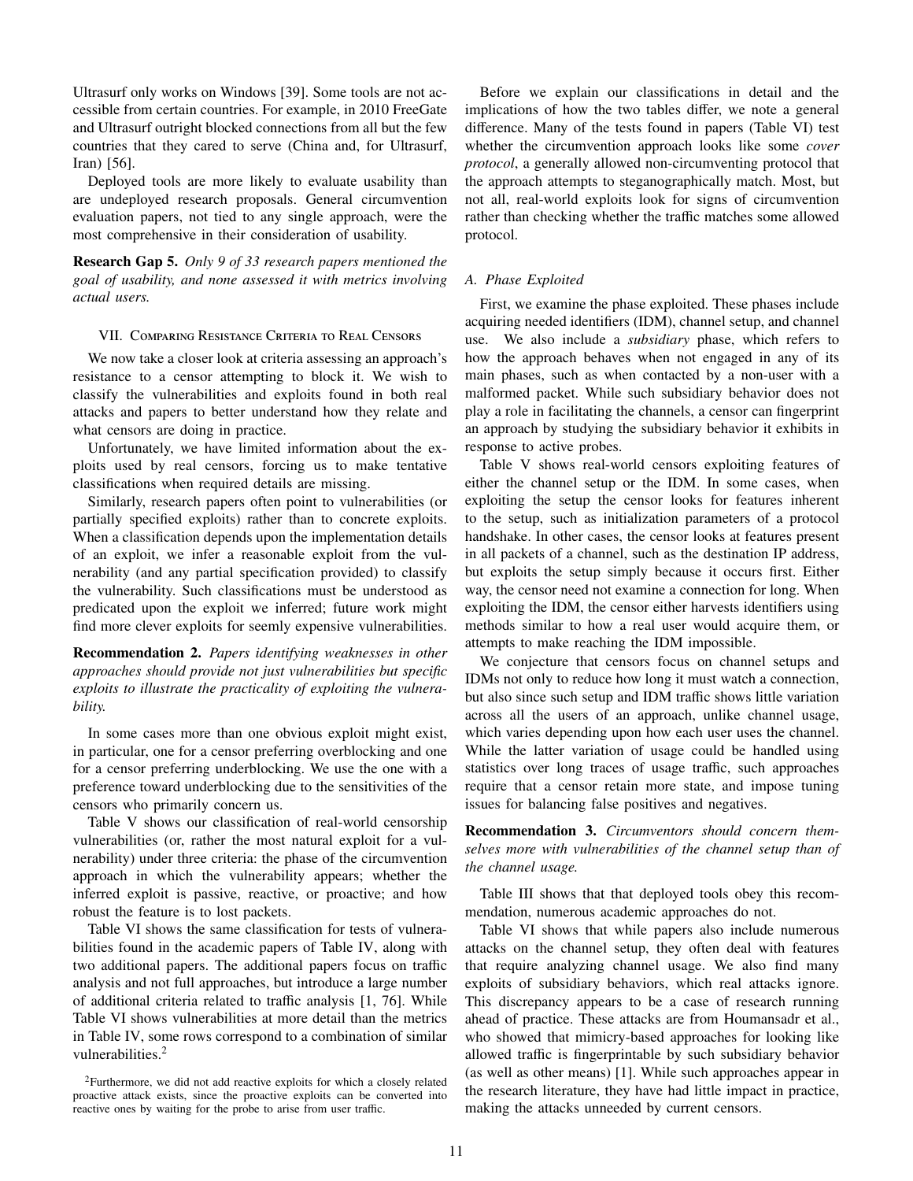Ultrasurf only works on Windows [39]. Some tools are not accessible from certain countries. For example, in 2010 FreeGate and Ultrasurf outright blocked connections from all but the few countries that they cared to serve (China and, for Ultrasurf, Iran) [56].

Deployed tools are more likely to evaluate usability than are undeployed research proposals. General circumvention evaluation papers, not tied to any single approach, were the most comprehensive in their consideration of usability.

**Research Gap 5.** *Only 9 of 33 research papers mentioned the goal of usability, and none assessed it with metrics involving actual users.*

## VII. Comparing Resistance Criteria to Real Censors

We now take a closer look at criteria assessing an approach's resistance to a censor attempting to block it. We wish to classify the vulnerabilities and exploits found in both real attacks and papers to better understand how they relate and what censors are doing in practice.

Unfortunately, we have limited information about the exploits used by real censors, forcing us to make tentative classifications when required details are missing.

Similarly, research papers often point to vulnerabilities (or partially specified exploits) rather than to concrete exploits. When a classification depends upon the implementation details of an exploit, we infer a reasonable exploit from the vulnerability (and any partial specification provided) to classify the vulnerability. Such classifications must be understood as predicated upon the exploit we inferred; future work might find more clever exploits for seemly expensive vulnerabilities.

**Recommendation 2.** *Papers identifying weaknesses in other approaches should provide not just vulnerabilities but specific exploits to illustrate the practicality of exploiting the vulnerability.*

In some cases more than one obvious exploit might exist, in particular, one for a censor preferring overblocking and one for a censor preferring underblocking. We use the one with a preference toward underblocking due to the sensitivities of the censors who primarily concern us.

Table V shows our classification of real-world censorship vulnerabilities (or, rather the most natural exploit for a vulnerability) under three criteria: the phase of the circumvention approach in which the vulnerability appears; whether the inferred exploit is passive, reactive, or proactive; and how robust the feature is to lost packets.

Table VI shows the same classification for tests of vulnerabilities found in the academic papers of Table IV, along with two additional papers. The additional papers focus on traffic analysis and not full approaches, but introduce a large number of additional criteria related to traffic analysis [1, 76]. While Table VI shows vulnerabilities at more detail than the metrics in Table IV, some rows correspond to a combination of similar vulnerabilities.[2]

[2]Furthermore, we did not add reactive exploits for which a closely related proactive attack exists, since the proactive exploits can be converted into reactive ones by waiting for the probe to arise from user traffic.

Before we explain our classifications in detail and the implications of how the two tables differ, we note a general difference. Many of the tests found in papers (Table VI) test whether the circumvention approach looks like some *cover protocol*, a generally allowed non-circumventing protocol that the approach attempts to steganographically match. Most, but not all, real-world exploits look for signs of circumvention rather than checking whether the traffic matches some allowed protocol.

### A. Phase Exploited

First, we examine the phase exploited. These phases include acquiring needed identifiers (IDM), channel setup, and channel use. We also include a *subsidiary* phase, which refers to how the approach behaves when not engaged in any of its main phases, such as when contacted by a non-user with a malformed packet. While such subsidiary behavior does not play a role in facilitating the channels, a censor can fingerprint an approach by studying the subsidiary behavior it exhibits in response to active probes.

Table V shows real-world censors exploiting features of either the channel setup or the IDM. In some cases, when exploiting the setup the censor looks for features inherent to the setup, such as initialization parameters of a protocol handshake. In other cases, the censor looks at features present in all packets of a channel, such as the destination IP address, but exploits the setup simply because it occurs first. Either way, the censor need not examine a connection for long. When exploiting the IDM, the censor either harvests identifiers using methods similar to how a real user would acquire them, or attempts to make reaching the IDM impossible.

We conjecture that censors focus on channel setups and IDMs not only to reduce how long it must watch a connection, but also since such setup and IDM traffic shows little variation across all the users of an approach, unlike channel usage, which varies depending upon how each user uses the channel. While the latter variation of usage could be handled using statistics over long traces of usage traffic, such approaches require that a censor retain more state, and impose tuning issues for balancing false positives and negatives.

**Recommendation 3.** *Circumventors should concern themselves more with vulnerabilities of the channel setup than of the channel usage.*

Table III shows that that deployed tools obey this recommendation, numerous academic approaches do not.

Table VI shows that while papers also include numerous attacks on the channel setup, they often deal with features that require analyzing channel usage. We also find many exploits of subsidiary behaviors, which real attacks ignore. This discrepancy appears to be a case of research running ahead of practice. These attacks are from Houmansadr et al., who showed that mimicry-based approaches for looking like allowed traffic is fingerprintable by such subsidiary behavior (as well as other means) [1]. While such approaches appear in the research literature, they have had little impact in practice, making the attacks unneeded by current censors.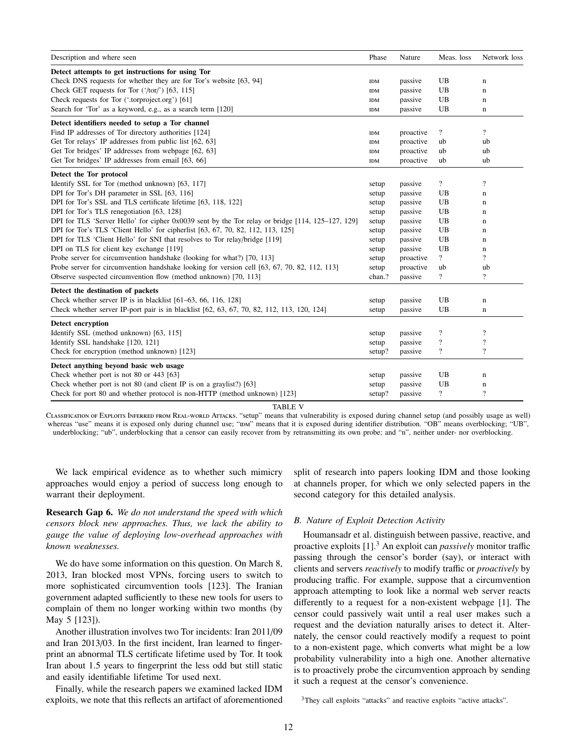| Description and where seen | Phase | Nature | Meas. loss | Network loss |
|---|---|---|---|---|
| **Detect attempts to get instructions for using Tor** | | | | |
| Check DNS requests for whether they are for Tor's website [63, 94] | IDM | passive | UB | n |
| Check GET requests for Tor ('/tor/') [63, 115] | IDM | passive | UB | n |
| Check requests for Tor ('.torproject.org') [61] | IDM | passive | UB | n |
| Search for 'Tor' as a keyword, e.g., as a search term [120] | IDM | passive | UB | n |
| **Detect identifiers needed to setup a Tor channel** | | | | |
| Find IP addresses of Tor directory authorities [124] | IDM | proactive | ? | ? |
| Get Tor relays' IP addresses from public list [62, 63] | IDM | proactive | ub | ub |
| Get Tor bridges' IP addresses from webpage [62, 63] | IDM | proactive | ub | ub |
| Get Tor bridges' IP addresses from email [63, 66] | IDM | proactive | ub | ub |
| **Detect the Tor protocol** | | | | |
| Identify SSL for Tor (method unknown) [63, 117] | setup | passive | ? | ? |
| DPI for Tor's DH parameter in SSL [63, 116] | setup | passive | UB | n |
| DPI for Tor's SSL and TLS certificate lifetime [63, 118, 122] | setup | passive | UB | n |
| DPI for Tor's TLS renegotiation [63, 128] | setup | passive | UB | n |
| DPI for TLS 'Server Hello' for cipher 0x0039 sent by the Tor relay or bridge [114, 125–127, 129] | setup | passive | UB | n |
| DPI for Tor's TLS 'Client Hello' for cipherlist [63, 67, 70, 82, 112, 113, 125] | setup | passive | UB | n |
| DPI for TLS 'Client Hello' for SNI that resolves to Tor relay/bridge [119] | setup | passive | UB | n |
| DPI on TLS for client key exchange [119] | setup | passive | UB | n |
| Probe server for circumvention handshake (looking for what?) [70, 113] | setup | proactive | ? | ? |
| Probe server for circumvention handshake looking for version cell [63, 67, 70, 82, 112, 113] | setup | proactive | ub | ub |
| Observe suspected circumvention flow (method unknown) [70, 113] | chan.? | passive | ? | ? |
| **Detect the destination of packets** | | | | |
| Check whether server IP is in blacklist [61–63, 66, 116, 128] | setup | passive | UB | n |
| Check whether server IP-port pair is in blacklist [62, 63, 67, 70, 82, 112, 113, 120, 124] | setup | passive | UB | n |
| **Detect encryption** | | | | |
| Identify SSL (method unknown) [63, 115] | setup | passive | ? | ? |
| Identify SSL handshake [120, 121] | setup | passive | ? | ? |
| Check for encryption (method unknown) [123] | setup? | passive | ? | ? |
| **Detect anything beyond basic web usage** | | | | |
| Check whether port is not 80 or 443 [63] | setup | passive | UB | n |
| Check whether port is not 80 (and client IP is on a graylist?) [63] | setup | passive | UB | n |
| Check for port 80 and whether protocol is non-HTTP (method unknown) [123] | setup? | passive | ? | ? |

TABLE V

CLASSIFICATION OF EXPLOITS INFERRED FROM REAL-WORLD ATTACKS. "setup" means that vulnerability is exposed during channel setup (and possibly usage as well) whereas "use" means it is exposed only during channel use; "IDM" means that it is exposed during identifier distribution. "OB" means overblocking; "UB", underblocking; "ub", underblocking that a censor can easily recover from by retransmitting its own probe; and "n", neither under- nor overblocking.

We lack empirical evidence as to whether such mimicry approaches would enjoy a period of success long enough to warrant their deployment.

**Research Gap 6.** *We do not understand the speed with which censors block new approaches. Thus, we lack the ability to gauge the value of deploying low-overhead approaches with known weaknesses.*

We do have some information on this question. On March 8, 2013, Iran blocked most VPNs, forcing users to switch to more sophisticated circumvention tools [123]. The Iranian government adapted sufficiently to these new tools for users to complain of them no longer working within two months (by May 5 [123]).

Another illustration involves two Tor incidents: Iran 2011/09 and Iran 2013/03. In the first incident, Iran learned to fingerprint an abnormal TLS certificate lifetime used by Tor. It took Iran about 1.5 years to fingerprint the less odd but still static and easily identifiable lifetime Tor used next.

Finally, while the research papers we examined lacked IDM exploits, we note that this reflects an artifact of aforementioned split of research into papers looking IDM and those looking at channels proper, for which we only selected papers in the second category for this detailed analysis.

### B. Nature of Exploit Detection Activity

Houmansadr et al. distinguish between passive, reactive, and proactive exploits [1].[3] An exploit can *passively* monitor traffic passing through the censor's border (say), or interact with clients and servers *reactively* to modify traffic or *proactively* by producing traffic. For example, suppose that a circumvention approach attempting to look like a normal web server reacts differently to a request for a non-existent webpage [1]. The censor could passively wait until a real user makes such a request and the deviation naturally arises to detect it. Alternately, the censor could reactively modify a request to point to a non-existent page, which converts what might be a low probability vulnerability into a high one. Another alternative is to proactively probe the circumvention approach by sending it such a request at the censor's convenience.

[3] They call exploits "attacks" and reactive exploits "active attacks".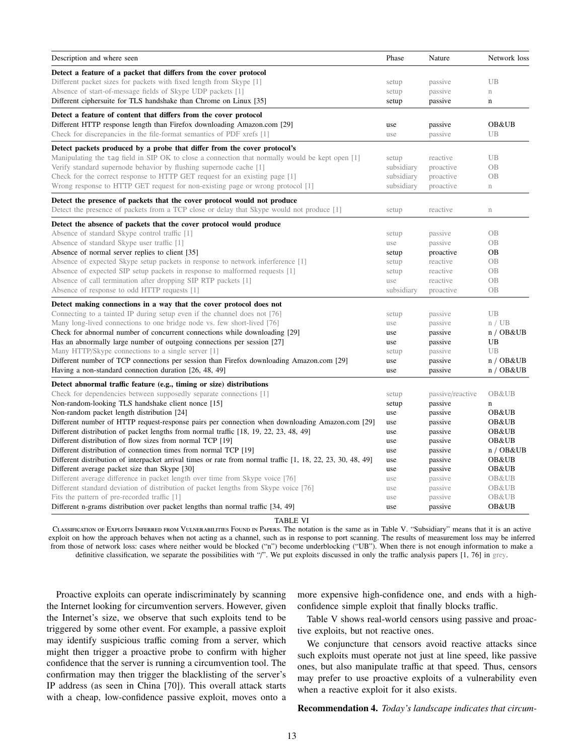| Description and where seen | Phase | Nature | Network loss |
|---|---|---|---|
| **Detect a feature of a packet that differs from the cover protocol** | | | |
| Different packet sizes for packets with fixed length from Skype [1] | setup | passive | UB |
| Absence of start-of-message fields of Skype UDP packets [1] | setup | passive | n |
| Different ciphersuite for TLS handshake than Chrome on Linux [35] | setup | passive | n |
| **Detect a feature of content that differs from the cover protocol** | | | |
| Different HTTP response length than Firefox downloading Amazon.com [29] | use | passive | OB&UB |
| Check for discrepancies in the file-format semantics of PDF xrefs [1] | use | passive | UB |
| **Detect packets produced by a probe that differ from the cover protocol's** | | | |
| Manipulating the tag field in SIP OK to close a connection that normally would be kept open [1] | setup | reactive | UB |
| Verify standard supernode behavior by flushing supernode cache [1] | subsidiary | proactive | OB |
| Check for the correct response to HTTP GET request for an existing page [1] | subsidiary | proactive | OB |
| Wrong response to HTTP GET request for non-existing page or wrong protocol [1] | subsidiary | proactive | n |
| **Detect the presence of packets that the cover protocol would not produce** | | | |
| Detect the presence of packets from a TCP close or delay that Skype would not produce [1] | setup | reactive | n |
| **Detect the absence of packets that the cover protocol would produce** | | | |
| Absence of standard Skype control traffic [1] | setup | passive | OB |
| Absence of standard Skype user traffic [1] | use | passive | OB |
| Absence of normal server replies to client [35] | setup | proactive | OB |
| Absence of expected Skype setup packets in response to network inferference [1] | setup | reactive | OB |
| Absence of expected SIP setup packets in response to malformed requests [1] | setup | reactive | OB |
| Absence of call termination after dropping SIP RTP packets [1] | use | reactive | OB |
| Absence of response to odd HTTP requests [1] | subsidiary | proactive | OB |
| **Detect making connections in a way that the cover protocol does not** | | | |
| Connecting to a tainted IP during setup even if the channel does not [76] | setup | passive | UB |
| Many long-lived connections to one bridge node vs. few short-lived [76] | use | passive | n / UB |
| Check for abnormal number of concurrent connections while downloading [29] | use | passive | n / OB&UB |
| Has an abnormally large number of outgoing connections per session [27] | use | passive | UB |
| Many HTTP/Skype connections to a single server [1] | setup | passive | UB |
| Different number of TCP connections per session than Firefox downloading Amazon.com [29] | use | passive | n / OB&UB |
| Having a non-standard connection duration [26, 48, 49] | use | passive | n / OB&UB |
| **Detect abnormal traffic feature (e.g., timing or size) distributions** | | | |
| Check for dependencies between supposedly separate connections [1] | setup | passive/reactive | OB&UB |
| Non-random-looking TLS handshake client nonce [15] | setup | passive | n |
| Non-random packet length distribution [24] | use | passive | OB&UB |
| Different number of HTTP request-response pairs per connection when downloading Amazon.com [29] | use | passive | OB&UB |
| Different distribution of packet lengths from normal traffic [18, 19, 22, 23, 48, 49] | use | passive | OB&UB |
| Different distribution of flow sizes from normal TCP [19] | use | passive | OB&UB |
| Different distribution of connection times from normal TCP [19] | use | passive | n / OB&UB |
| Different distribution of interpacket arrival times or rate from normal traffic [1, 18, 22, 23, 30, 48, 49] | use | passive | OB&UB |
| Different average packet size than Skype [30] | use | passive | OB&UB |
| Different average difference in packet length over time from Skype voice [76] | use | passive | OB&UB |
| Different standard deviation of distribution of packet lengths from Skype voice [76] | use | passive | OB&UB |
| Fits the pattern of pre-recorded traffic [1] | use | passive | OB&UB |
| Different n-grams distribution over packet lengths than normal traffic [34, 49] | use | passive | OB&UB |

TABLE VI

CLASSIFICATION OF EXPLOITS INFERRED FROM VULNERABILITIES FOUND IN PAPERS. The notation is the same as in Table V. "Subsidiary" means that it is an active exploit on how the approach behaves when not acting as a channel, such as in response to port scanning. The results of measurement loss may be inferred from those of network loss: cases where neither would be blocked ("n") become underblocking ("UB"). When there is not enough information to make a definitive classification, we separate the possibilities with "/". We put exploits discussed in only the traffic analysis papers [1, 76] in grey.

Proactive exploits can operate indiscriminately by scanning the Internet looking for circumvention servers. However, given the Internet's size, we observe that such exploits tend to be triggered by some other event. For example, a passive exploit may identify suspicious traffic coming from a server, which might then trigger a proactive probe to confirm with higher confidence that the server is running a circumvention tool. The confirmation may then trigger the blacklisting of the server's IP address (as seen in China [70]). This overall attack starts with a cheap, low-confidence passive exploit, moves onto a more expensive high-confidence one, and ends with a high-confidence simple exploit that finally blocks traffic.

Table V shows real-world censors using passive and proactive exploits, but not reactive ones.

We conjuncture that censors avoid reactive attacks since such exploits must operate not just at line speed, like passive ones, but also manipulate traffic at that speed. Thus, censors may prefer to use proactive exploits of a vulnerability even when a reactive exploit for it also exists.

**Recommendation 4.** *Today's landscape indicates that circum-*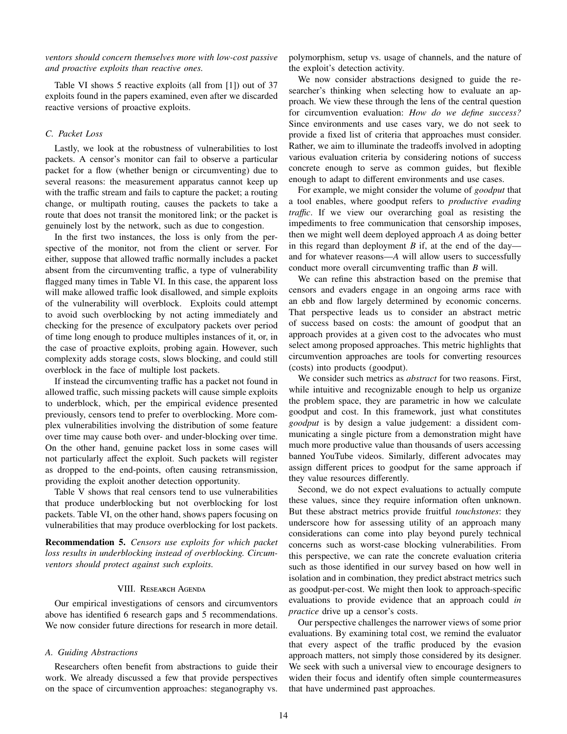*ventors should concern themselves more with low-cost passive and proactive exploits than reactive ones.*

Table VI shows 5 reactive exploits (all from [1]) out of 37 exploits found in the papers examined, even after we discarded reactive versions of proactive exploits.

### C. Packet Loss

Lastly, we look at the robustness of vulnerabilities to lost packets. A censor's monitor can fail to observe a particular packet for a flow (whether benign or circumventing) due to several reasons: the measurement apparatus cannot keep up with the traffic stream and fails to capture the packet; a routing change, or multipath routing, causes the packets to take a route that does not transit the monitored link; or the packet is genuinely lost by the network, such as due to congestion.

In the first two instances, the loss is only from the perspective of the monitor, not from the client or server. For either, suppose that allowed traffic normally includes a packet absent from the circumventing traffic, a type of vulnerability flagged many times in Table VI. In this case, the apparent loss will make allowed traffic look disallowed, and simple exploits of the vulnerability will overblock. Exploits could attempt to avoid such overblocking by not acting immediately and checking for the presence of exculpatory packets over period of time long enough to produce multiples instances of it, or, in the case of proactive exploits, probing again. However, such complexity adds storage costs, slows blocking, and could still overblock in the face of multiple lost packets.

If instead the circumventing traffic has a packet not found in allowed traffic, such missing packets will cause simple exploits to underblock, which, per the empirical evidence presented previously, censors tend to prefer to overblocking. More complex vulnerabilities involving the distribution of some feature over time may cause both over- and under-blocking over time. On the other hand, genuine packet loss in some cases will not particularly affect the exploit. Such packets will register as dropped to the end-points, often causing retransmission, providing the exploit another detection opportunity.

Table V shows that real censors tend to use vulnerabilities that produce underblocking but not overblocking for lost packets. Table VI, on the other hand, shows papers focusing on vulnerabilities that may produce overblocking for lost packets.

**Recommendation 5.** *Censors use exploits for which packet loss results in underblocking instead of overblocking. Circumventors should protect against such exploits.*

## VIII. Research Agenda

Our empirical investigations of censors and circumventors above has identified 6 research gaps and 5 recommendations. We now consider future directions for research in more detail.

### A. Guiding Abstractions

Researchers often benefit from abstractions to guide their work. We already discussed a few that provide perspectives on the space of circumvention approaches: steganography vs. polymorphism, setup vs. usage of channels, and the nature of the exploit's detection activity.

We now consider abstractions designed to guide the researcher's thinking when selecting how to evaluate an approach. We view these through the lens of the central question for circumvention evaluation: *How do we define success?* Since environments and use cases vary, we do not seek to provide a fixed list of criteria that approaches must consider. Rather, we aim to illuminate the tradeoffs involved in adopting various evaluation criteria by considering notions of success concrete enough to serve as common guides, but flexible enough to adapt to different environments and use cases.

For example, we might consider the volume of *goodput* that a tool enables, where goodput refers to *productive evading traffic*. If we view our overarching goal as resisting the impediments to free communication that censorship imposes, then we might well deem deployed approach *A* as doing better in this regard than deployment *B* if, at the end of the day—and for whatever reasons—*A* will allow users to successfully conduct more overall circumventing traffic than *B* will.

We can refine this abstraction based on the premise that censors and evaders engage in an ongoing arms race with an ebb and flow largely determined by economic concerns. That perspective leads us to consider an abstract metric of success based on costs: the amount of goodput that an approach provides at a given cost to the advocates who must select among proposed approaches. This metric highlights that circumvention approaches are tools for converting resources (costs) into products (goodput).

We consider such metrics as *abstract* for two reasons. First, while intuitive and recognizable enough to help us organize the problem space, they are parametric in how we calculate goodput and cost. In this framework, just what constitutes *goodput* is by design a value judgement: a dissident communicating a single picture from a demonstration might have much more productive value than thousands of users accessing banned YouTube videos. Similarly, different advocates may assign different prices to goodput for the same approach if they value resources differently.

Second, we do not expect evaluations to actually compute these values, since they require information often unknown. But these abstract metrics provide fruitful *touchstones*: they underscore how for assessing utility of an approach many considerations can come into play beyond purely technical concerns such as worst-case blocking vulnerabilities. From this perspective, we can rate the concrete evaluation criteria such as those identified in our survey based on how well in isolation and in combination, they predict abstract metrics such as goodput-per-cost. We might then look to approach-specific evaluations to provide evidence that an approach could *in practice* drive up a censor's costs.

Our perspective challenges the narrower views of some prior evaluations. By examining total cost, we remind the evaluator that every aspect of the traffic produced by the evasion approach matters, not simply those considered by its designer. We seek with such a universal view to encourage designers to widen their focus and identify often simple countermeasures that have undermined past approaches.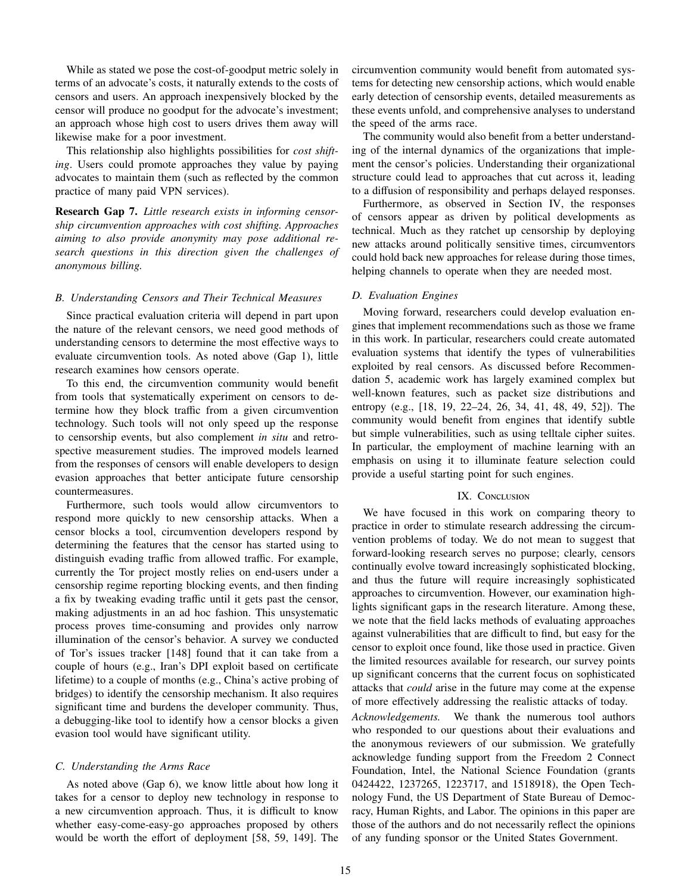While as stated we pose the cost-of-goodput metric solely in terms of an advocate's costs, it naturally extends to the costs of censors and users. An approach inexpensively blocked by the censor will produce no goodput for the advocate's investment; an approach whose high cost to users drives them away will likewise make for a poor investment.

This relationship also highlights possibilities for *cost shifting*. Users could promote approaches they value by paying advocates to maintain them (such as reflected by the common practice of many paid VPN services).

**Research Gap 7.** *Little research exists in informing censorship circumvention approaches with cost shifting. Approaches aiming to also provide anonymity may pose additional research questions in this direction given the challenges of anonymous billing.*

### B. Understanding Censors and Their Technical Measures

Since practical evaluation criteria will depend in part upon the nature of the relevant censors, we need good methods of understanding censors to determine the most effective ways to evaluate circumvention tools. As noted above (Gap 1), little research examines how censors operate.

To this end, the circumvention community would benefit from tools that systematically experiment on censors to determine how they block traffic from a given circumvention technology. Such tools will not only speed up the response to censorship events, but also complement *in situ* and retrospective measurement studies. The improved models learned from the responses of censors will enable developers to design evasion approaches that better anticipate future censorship countermeasures.

Furthermore, such tools would allow circumventors to respond more quickly to new censorship attacks. When a censor blocks a tool, circumvention developers respond by determining the features that the censor has started using to distinguish evading traffic from allowed traffic. For example, currently the Tor project mostly relies on end-users under a censorship regime reporting blocking events, and then finding a fix by tweaking evading traffic until it gets past the censor, making adjustments in an ad hoc fashion. This unsystematic process proves time-consuming and provides only narrow illumination of the censor's behavior. A survey we conducted of Tor's issues tracker [148] found that it can take from a couple of hours (e.g., Iran's DPI exploit based on certificate lifetime) to a couple of months (e.g., China's active probing of bridges) to identify the censorship mechanism. It also requires significant time and burdens the developer community. Thus, a debugging-like tool to identify how a censor blocks a given evasion tool would have significant utility.

### C. Understanding the Arms Race

As noted above (Gap 6), we know little about how long it takes for a censor to deploy new technology in response to a new circumvention approach. Thus, it is difficult to know whether easy-come-easy-go approaches proposed by others would be worth the effort of deployment [58, 59, 149]. The circumvention community would benefit from automated systems for detecting new censorship actions, which would enable early detection of censorship events, detailed measurements as these events unfold, and comprehensive analyses to understand the speed of the arms race.

The community would also benefit from a better understanding of the internal dynamics of the organizations that implement the censor's policies. Understanding their organizational structure could lead to approaches that cut across it, leading to a diffusion of responsibility and perhaps delayed responses.

Furthermore, as observed in Section IV, the responses of censors appear as driven by political developments as technical. Much as they ratchet up censorship by deploying new attacks around politically sensitive times, circumventors could hold back new approaches for release during those times, helping channels to operate when they are needed most.

### D. Evaluation Engines

Moving forward, researchers could develop evaluation engines that implement recommendations such as those we frame in this work. In particular, researchers could create automated evaluation systems that identify the types of vulnerabilities exploited by real censors. As discussed before Recommendation 5, academic work has largely examined complex but well-known features, such as packet size distributions and entropy (e.g., [18, 19, 22–24, 26, 34, 41, 48, 49, 52]). The community would benefit from engines that identify subtle but simple vulnerabilities, such as using telltale cipher suites. In particular, the employment of machine learning with an emphasis on using it to illuminate feature selection could provide a useful starting point for such engines.

## IX. Conclusion

We have focused in this work on comparing theory to practice in order to stimulate research addressing the circumvention problems of today. We do not mean to suggest that forward-looking research serves no purpose; clearly, censors continually evolve toward increasingly sophisticated blocking, and thus the future will require increasingly sophisticated approaches to circumvention. However, our examination highlights significant gaps in the research literature. Among these, we note that the field lacks methods of evaluating approaches against vulnerabilities that are difficult to find, but easy for the censor to exploit once found, like those used in practice. Given the limited resources available for research, our survey points up significant concerns that the current focus on sophisticated attacks that *could* arise in the future may come at the expense of more effectively addressing the realistic attacks of today.

*Acknowledgements.* We thank the numerous tool authors who responded to our questions about their evaluations and the anonymous reviewers of our submission. We gratefully acknowledge funding support from the Freedom 2 Connect Foundation, Intel, the National Science Foundation (grants 0424422, 1237265, 1223717, and 1518918), the Open Technology Fund, the US Department of State Bureau of Democracy, Human Rights, and Labor. The opinions in this paper are those of the authors and do not necessarily reflect the opinions of any funding sponsor or the United States Government.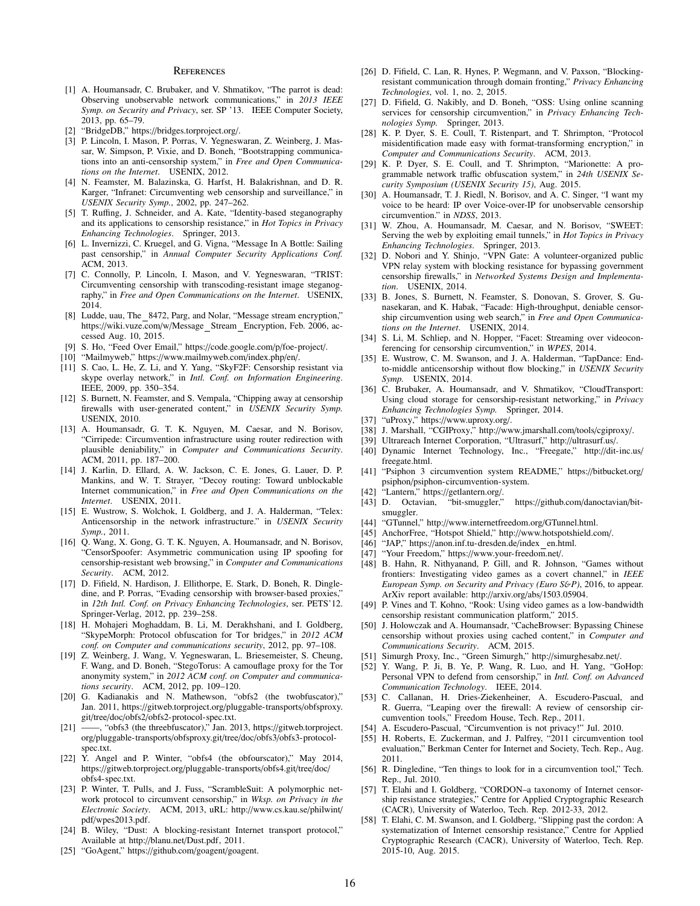# References

[1] A. Houmansadr, C. Brubaker, and V. Shmatikov, "The parrot is dead: Observing unobservable network communications," in *2013 IEEE Symp. on Security and Privacy*, ser. SP '13. IEEE Computer Society, 2013, pp. 65–79.

[2] "BridgeDB," https://bridges.torproject.org/.

[3] P. Lincoln, I. Mason, P. Porras, V. Yegneswaran, Z. Weinberg, J. Massar, W. Simpson, P. Vixie, and D. Boneh, "Bootstrapping communications into an anti-censorship system," in *Free and Open Communications on the Internet*. USENIX, 2012.

[4] N. Feamster, M. Balazinska, G. Harfst, H. Balakrishnan, and D. R. Karger, "Infranet: Circumventing web censorship and surveillance," in *USENIX Security Symp.*, 2002, pp. 247–262.

[5] T. Ruffing, J. Schneider, and A. Kate, "Identity-based steganography and its applications to censorship resistance," in *Hot Topics in Privacy Enhancing Technologies*. Springer, 2013.

[6] L. Invernizzi, C. Kruegel, and G. Vigna, "Message In A Bottle: Sailing past censorship," in *Annual Computer Security Applications Conf.* ACM, 2013.

[7] C. Connolly, P. Lincoln, I. Mason, and V. Yegneswaran, "TRIST: Circumventing censorship with transcoding-resistant image steganography," in *Free and Open Communications on the Internet*. USENIX, 2014.

[8] Ludde, uau, The_8472, Parg, and Nolar, "Message stream encryption," https://wiki.vuze.com/w/Message_Stream_Encryption, Feb. 2006, accessed Aug. 10, 2015.

[9] S. Ho, "Feed Over Email," https://code.google.com/p/foe-project/.

[10] "Mailmyweb," https://www.mailmyweb.com/index.php/en/.

[11] S. Cao, L. He, Z. Li, and Y. Yang, "SkyF2F: Censorship resistant via skype overlay network," in *Intl. Conf. on Information Engineering*. IEEE, 2009, pp. 350–354.

[12] S. Burnett, N. Feamster, and S. Vempala, "Chipping away at censorship firewalls with user-generated content," in *USENIX Security Symp.* USENIX, 2010.

[13] A. Houmansadr, G. T. K. Nguyen, M. Caesar, and N. Borisov, "Cirripede: Circumvention infrastructure using router redirection with plausible deniability," in *Computer and Communications Security*. ACM, 2011, pp. 187–200.

[14] J. Karlin, D. Ellard, A. W. Jackson, C. E. Jones, G. Lauer, D. P. Mankins, and W. T. Strayer, "Decoy routing: Toward unblockable Internet communication," in *Free and Open Communications on the Internet*. USENIX, 2011.

[15] E. Wustrow, S. Wolchok, I. Goldberg, and J. A. Halderman, "Telex: Anticensorship in the network infrastructure." in *USENIX Security Symp.*, 2011.

[16] Q. Wang, X. Gong, G. T. K. Nguyen, A. Houmansadr, and N. Borisov, "CensorSpoofer: Asymmetric communication using IP spoofing for censorship-resistant web browsing," in *Computer and Communications Security*. ACM, 2012.

[17] D. Fifield, N. Hardison, J. Ellithorpe, E. Stark, D. Boneh, R. Dingledine, and P. Porras, "Evading censorship with browser-based proxies," in *12th Intl. Conf. on Privacy Enhancing Technologies*, ser. PETS'12. Springer-Verlag, 2012, pp. 239–258.

[18] H. Mohajeri Moghaddam, B. Li, M. Derakhshani, and I. Goldberg, "SkypeMorph: Protocol obfuscation for Tor bridges," in *2012 ACM conf. on Computer and communications security*, 2012, pp. 97–108.

[19] Z. Weinberg, J. Wang, V. Yegneswaran, L. Briesemeister, S. Cheung, F. Wang, and D. Boneh, "StegoTorus: A camouflage proxy for the Tor anonymity system," in *2012 ACM conf. on Computer and communications security*. ACM, 2012, pp. 109–120.

[20] G. Kadianakis and N. Mathewson, "obfs2 (the twobfuscator)," Jan. 2011, https://gitweb.torproject.org/pluggable-transports/obfsproxy.git/tree/doc/obfs2/obfs2-protocol-spec.txt.

[21] ——, "obfs3 (the threebfuscator)," Jan. 2013, https://gitweb.torproject.org/pluggable-transports/obfsproxy.git/tree/doc/obfs3/obfs3-protocol-spec.txt.

[22] Y. Angel and P. Winter, "obfs4 (the obfourscator)," May 2014, https://gitweb.torproject.org/pluggable-transports/obfs4.git/tree/doc/obfs4-spec.txt.

[23] P. Winter, T. Pulls, and J. Fuss, "ScrambleSuit: A polymorphic network protocol to circumvent censorship," in *Wksp. on Privacy in the Electronic Society*. ACM, 2013, uRL: http://www.cs.kau.se/philwint/pdf/wpes2013.pdf.

[24] B. Wiley, "Dust: A blocking-resistant Internet transport protocol," Available at http://blanu.net/Dust.pdf, 2011.

[25] "GoAgent," https://github.com/goagent/goagent.

[26] D. Fifield, C. Lan, R. Hynes, P. Wegmann, and V. Paxson, "Blocking-resistant communication through domain fronting," *Privacy Enhancing Technologies*, vol. 1, no. 2, 2015.

[27] D. Fifield, G. Nakibly, and D. Boneh, "OSS: Using online scanning services for censorship circumvention," in *Privacy Enhancing Technologies Symp.* Springer, 2013.

[28] K. P. Dyer, S. E. Coull, T. Ristenpart, and T. Shrimpton, "Protocol misidentification made easy with format-transforming encryption," in *Computer and Communications Security*. ACM, 2013.

[29] K. P. Dyer, S. E. Coull, and T. Shrimpton, "Marionette: A programmable network traffic obfuscation system," in *24th USENIX Security Symposium (USENIX Security 15)*, Aug. 2015.

[30] A. Houmansadr, T. J. Riedl, N. Borisov, and A. C. Singer, "I want my voice to be heard: IP over Voice-over-IP for unobservable censorship circumvention." in *NDSS*, 2013.

[31] W. Zhou, A. Houmansadr, M. Caesar, and N. Borisov, "SWEET: Serving the web by exploiting email tunnels," in *Hot Topics in Privacy Enhancing Technologies*. Springer, 2013.

[32] D. Nobori and Y. Shinjo, "VPN Gate: A volunteer-organized public VPN relay system with blocking resistance for bypassing government censorship firewalls," in *Networked Systems Design and Implementation*. USENIX, 2014.

[33] B. Jones, S. Burnett, N. Feamster, S. Donovan, S. Grover, S. Gunasekaran, and K. Habak, "Facade: High-throughput, deniable censorship circumvention using web search," in *Free and Open Communications on the Internet*. USENIX, 2014.

[34] S. Li, M. Schliep, and N. Hopper, "Facet: Streaming over videoconferencing for censorship circumvention," in *WPES*, 2014.

[35] E. Wustrow, C. M. Swanson, and J. A. Halderman, "TapDance: End-to-middle anticensorship without flow blocking," in *USENIX Security Symp.* USENIX, 2014.

[36] C. Brubaker, A. Houmansadr, and V. Shmatikov, "CloudTransport: Using cloud storage for censorship-resistant networking," in *Privacy Enhancing Technologies Symp.* Springer, 2014.

[37] "uProxy," https://www.uproxy.org/.

[38] J. Marshall, "CGIProxy," http://www.jmarshall.com/tools/cgiproxy/.

[39] Ultrareach Internet Corporation, "Ultrasurf," http://ultrasurf.us/.

[40] Dynamic Internet Technology, Inc., "Freegate," http://dit-inc.us/freegate.html.

[41] "Psiphon 3 circumvention system README," https://bitbucket.org/psiphon/psiphon-circumvention-system.

[42] "Lantern," https://getlantern.org/.

[43] D. Octavian, "bit-smuggler," https://github.com/danoctavian/bit-smuggler.

[44] "GTunnel," http://www.internetfreedom.org/GTunnel.html.

[45] AnchorFree, "Hotspot Shield," http://www.hotspotshield.com/.

[46] "JAP," https://anon.inf.tu-dresden.de/index_en.html.

[47] "Your Freedom," https://www.your-freedom.net/.

[48] B. Hahn, R. Nithyanand, P. Gill, and R. Johnson, "Games without frontiers: Investigating video games as a covert channel," in *IEEE European Symp. on Security and Privacy (Euro S&P)*, 2016, to appear. ArXiv report available: http://arxiv.org/abs/1503.05904.

[49] P. Vines and T. Kohno, "Rook: Using video games as a low-bandwidth censorship resistant communication platform," 2015.

[50] J. Holowczak and A. Houmansadr, "CacheBrowser: Bypassing Chinese censorship without proxies using cached content," in *Computer and Communications Security*. ACM, 2015.

[51] Simurgh Proxy, Inc., "Green Simurgh," http://simurghesabz.net/.

[52] Y. Wang, P. Ji, B. Ye, P. Wang, R. Luo, and H. Yang, "GoHop: Personal VPN to defend from censorship," in *Intl. Conf. on Advanced Communication Technology*. IEEE, 2014.

[53] C. Callanan, H. Dries-Ziekenheiner, A. Escudero-Pascual, and R. Guerra, "Leaping over the firewall: A review of censorship circumvention tools," Freedom House, Tech. Rep., 2011.

[54] A. Escudero-Pascual, "Circumvention is not privacy!" Jul. 2010.

[55] H. Roberts, E. Zuckerman, and J. Palfrey, "2011 circumvention tool evaluation," Berkman Center for Internet and Society, Tech. Rep., Aug. 2011.

[56] R. Dingledine, "Ten things to look for in a circumvention tool," Tech. Rep., Jul. 2010.

[57] T. Elahi and I. Goldberg, "CORDON–a taxonomy of Internet censorship resistance strategies," Centre for Applied Cryptographic Research (CACR), University of Waterloo, Tech. Rep. 2012-33, 2012.

[58] T. Elahi, C. M. Swanson, and I. Goldberg, "Slipping past the cordon: A systematization of Internet censorship resistance," Centre for Applied Cryptographic Research (CACR), University of Waterloo, Tech. Rep. 2015-10, Aug. 2015.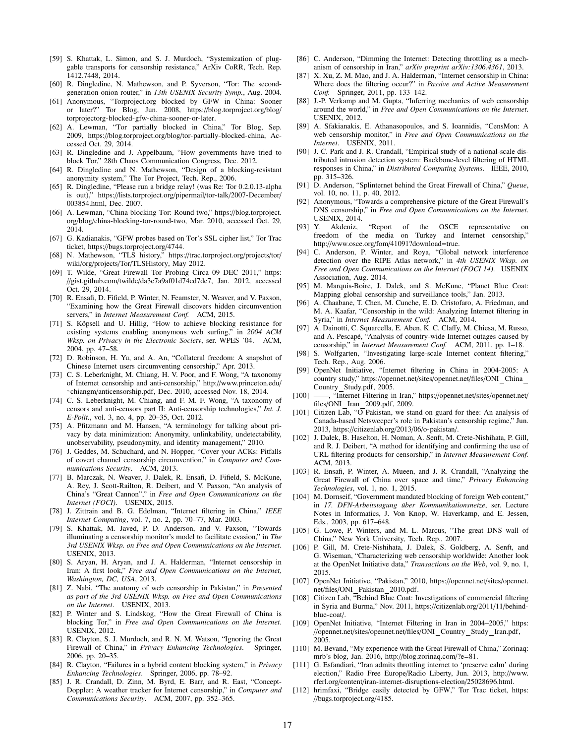[59] S. Khattak, L. Simon, and S. J. Murdoch, "Systemization of pluggable transports for censorship resistance," ArXiv CoRR, Tech. Rep. 1412.7448, 2014.

[60] R. Dingledine, N. Mathewson, and P. Syverson, "Tor: The second-generation onion router," in *13th USENIX Security Symp.*, Aug. 2004.

[61] Anonymous, "Torproject.org blocked by GFW in China: Sooner or later?" Tor Blog, Jun. 2008, https://blog.torproject.org/blog/torprojectorg-blocked-gfw-china-sooner-or-later.

[62] A. Lewman, "Tor partially blocked in China," Tor Blog, Sep. 2009, https://blog.torproject.org/blog/tor-partially-blocked-china, Accessed Oct. 29, 2014.

[63] R. Dingledine and J. Appelbaum, "How governments have tried to block Tor," 28th Chaos Communication Congress, Dec. 2012.

[64] R. Dingledine and N. Mathewson, "Design of a blocking-resistant anonymity system," The Tor Project, Tech. Rep., 2006.

[65] R. Dingledine, "Please run a bridge relay! (was Re: Tor 0.2.0.13-alpha is out)," https://lists.torproject.org/pipermail/tor-talk/2007-December/003854.html, Dec. 2007.

[66] A. Lewman, "China blocking Tor: Round two," https://blog.torproject.org/blog/china-blocking-tor-round-two, Mar. 2010, accessed Oct. 29, 2014.

[67] G. Kadianakis, "GFW probes based on Tor's SSL cipher list," Tor Trac ticket, https://bugs.torproject.org/4744.

[68] N. Mathewson, "TLS history," https://trac.torproject.org/projects/tor/wiki/org/projects/Tor/TLSHistory, May 2012.

[69] T. Wilde, "Great Firewall Tor Probing Circa 09 DEC 2011," https://gist.github.com/twilde/da3c7a9af01d74cd7de7, Jan. 2012, accessed Oct. 29, 2014.

[70] R. Ensafi, D. Fifield, P. Winter, N. Feamster, N. Weaver, and V. Paxson, "Examining how the Great Firewall discovers hidden circumvention servers," in *Internet Measurement Conf.* ACM, 2015.

[71] S. Köpsell and U. Hillig, "How to achieve blocking resistance for existing systems enabling anonymous web surfing," in *2004 ACM Wksp. on Privacy in the Electronic Society*, ser. WPES '04. ACM, 2004, pp. 47–58.

[72] D. Robinson, H. Yu, and A. An, "Collateral freedom: A snapshot of Chinese Internet users circumventing censorship," Apr. 2013.

[73] C. S. Leberknight, M. Chiang, H. V. Poor, and F. Wong, "A taxonomy of Internet censorship and anti-censorship," http://www.princeton.edu/~chiangm/anticensorship.pdf, Dec. 2010, accessed Nov. 18, 2014.

[74] C. S. Leberknight, M. Chiang, and F. M. F. Wong, "A taxonomy of censors and anti-censors part II: Anti-censorship technologies," *Int. J. E-Polit.*, vol. 3, no. 4, pp. 20–35, Oct. 2012.

[75] A. Pfitzmann and M. Hansen, "A terminology for talking about privacy by data minimization: Anonymity, unlinkability, undetectability, unobservability, pseudonymity, and identity management," 2010.

[76] J. Geddes, M. Schuchard, and N. Hopper, "Cover your ACKs: Pitfalls of covert channel censorship circumvention," in *Computer and Communications Security*. ACM, 2013.

[77] B. Marczak, N. Weaver, J. Dalek, R. Ensafi, D. Fifield, S. McKune, A. Rey, J. Scott-Railton, R. Deibert, and V. Paxson, "An analysis of China's "Great Cannon"," in *Free and Open Communications on the Internet (FOCI)*. USENIX, 2015.

[78] J. Zittrain and B. G. Edelman, "Internet filtering in China," *IEEE Internet Computing*, vol. 7, no. 2, pp. 70–77, Mar. 2003.

[79] S. Khattak, M. Javed, P. D. Anderson, and V. Paxson, "Towards illuminating a censorship monitor's model to facilitate evasion," in *The 3rd USENIX Wksp. on Free and Open Communications on the Internet*. USENIX, 2013.

[80] S. Aryan, H. Aryan, and J. A. Halderman, "Internet censorship in Iran: A first look," *Free and Open Communications on the Internet, Washington, DC, USA*, 2013.

[81] Z. Nabi, "The anatomy of web censorship in Pakistan," in *Presented as part of the 3rd USENIX Wksp. on Free and Open Communications on the Internet*. USENIX, 2013.

[82] P. Winter and S. Lindskog, "How the Great Firewall of China is blocking Tor," in *Free and Open Communications on the Internet*. USENIX, 2012.

[83] R. Clayton, S. J. Murdoch, and R. N. M. Watson, "Ignoring the Great Firewall of China," in *Privacy Enhancing Technologies*. Springer, 2006, pp. 20–35.

[84] R. Clayton, "Failures in a hybrid content blocking system," in *Privacy Enhancing Technologies*. Springer, 2006, pp. 78–92.

[85] J. R. Crandall, D. Zinn, M. Byrd, E. Barr, and R. East, "ConceptDoppler: A weather tracker for Internet censorship," in *Computer and Communications Security*. ACM, 2007, pp. 352–365.

[86] C. Anderson, "Dimming the Internet: Detecting throttling as a mechanism of censorship in Iran," *arXiv preprint arXiv:1306.4361*, 2013.

[87] X. Xu, Z. M. Mao, and J. A. Halderman, "Internet censorship in China: Where does the filtering occur?" in *Passive and Active Measurement Conf.* Springer, 2011, pp. 133–142.

[88] J.-P. Verkamp and M. Gupta, "Inferring mechanics of web censorship around the world," in *Free and Open Communications on the Internet*. USENIX, 2012.

[89] A. Sfakianakis, E. Athanasopoulos, and S. Ioannidis, "CensMon: A web censorship monitor," in *Free and Open Communications on the Internet*. USENIX, 2011.

[90] J. C. Park and J. R. Crandall, "Empirical study of a national-scale distributed intrusion detection system: Backbone-level filtering of HTML responses in China," in *Distributed Computing Systems*. IEEE, 2010, pp. 315–326.

[91] D. Anderson, "Splinternet behind the Great Firewall of China," *Queue*, vol. 10, no. 11, p. 40, 2012.

[92] Anonymous, "Towards a comprehensive picture of the Great Firewall's DNS censorship," in *Free and Open Communications on the Internet*. USENIX, 2014.

[93] Y. Akdeniz, "Report of the OSCE representative on freedom of the media on Turkey and Internet censorship," http://www.osce.org/fom/41091?download=true.

[94] C. Anderson, P. Winter, and Roya, "Global network interference detection over the RIPE Atlas network," in *4th USENIX Wksp. on Free and Open Communications on the Internet (FOCI 14)*. USENIX Association, Aug. 2014.

[95] M. Marquis-Boire, J. Dalek, and S. McKune, "Planet Blue Coat: Mapping global censorship and surveillance tools," Jan. 2013.

[96] A. Chaabane, T. Chen, M. Cunche, E. D. Cristofaro, A. Friedman, and M. A. Kaafar, "Censorship in the wild: Analyzing Internet filtering in Syria," in *Internet Measurement Conf.* ACM, 2014.

[97] A. Dainotti, C. Squarcella, E. Aben, K. C. Claffy, M. Chiesa, M. Russo, and A. Pescapé, "Analysis of country-wide Internet outages caused by censorship," in *Internet Measurement Conf.* ACM, 2011, pp. 1–18.

[98] S. Wolfgarten, "Investigating large-scale Internet content filtering," Tech. Rep., Aug. 2006.

[99] OpenNet Initiative, "Internet filtering in China in 2004-2005: A country study," https://opennet.net/sites/opennet.net/files/ONI_China_Country_Study.pdf, 2005.

[100] ——, "Internet Filtering in Iran," https://opennet.net/sites/opennet.net/files/ONI_Iran_2009.pdf, 2009.

[101] Citizen Lab, "O Pakistan, we stand on guard for thee: An analysis of Canada-based Netsweeper's role in Pakistan's censorship regime," Jun. 2013, https://citizenlab.org/2013/06/o-pakistan/.

[102] J. Dalek, B. Haselton, H. Noman, A. Senft, M. Crete-Nishihata, P. Gill, and R. J. Deibert, "A method for identifying and confirming the use of URL filtering products for censorship," in *Internet Measurement Conf.* ACM, 2013.

[103] R. Ensafi, P. Winter, A. Mueen, and J. R. Crandall, "Analyzing the Great Firewall of China over space and time," *Privacy Enhancing Technologies*, vol. 1, no. 1, 2015.

[104] M. Dornseif, "Government mandated blocking of foreign Web content," in *17. DFN-Arbeitstagung über Kommunikationsnetze*, ser. Lecture Notes in Informatics, J. Von Knop, W. Haverkamp, and E. Jessen, Eds., 2003, pp. 617–648.

[105] G. Lowe, P. Winters, and M. L. Marcus, "The great DNS wall of China," New York University, Tech. Rep., 2007.

[106] P. Gill, M. Crete-Nishihata, J. Dalek, S. Goldberg, A. Senft, and G. Wiseman, "Characterizing web censorship worldwide: Another look at the OpenNet Initiative data," *Transactions on the Web*, vol. 9, no. 1, 2015.

[107] OpenNet Initiative, "Pakistan," 2010, https://opennet.net/sites/opennet.net/files/ONI_Pakistan_2010.pdf.

[108] Citizen Lab, "Behind Blue Coat: Investigations of commercial filtering in Syria and Burma," Nov. 2011, https://citizenlab.org/2011/11/behind-blue-coat/.

[109] OpenNet Initiative, "Internet Filtering in Iran in 2004–2005," https://opennet.net/sites/opennet.net/files/ONI_Country_Study_Iran.pdf, 2005.

[110] M. Bevand, "My experience with the Great Firewall of China," Zorinaq: mrb's blog, Jan. 2016, http://blog.zorinaq.com/?e=81.

[111] G. Esfandiari, "Iran admits throttling internet to 'preserve calm' during election," Radio Free Europe/Radio Liberty, Jun. 2013, http://www.rferl.org/content/iran-internet-disruptions-election/25028696.html.

[112] hrimfaxi, "Bridge easily detected by GFW," Tor Trac ticket, https://bugs.torproject.org/4185.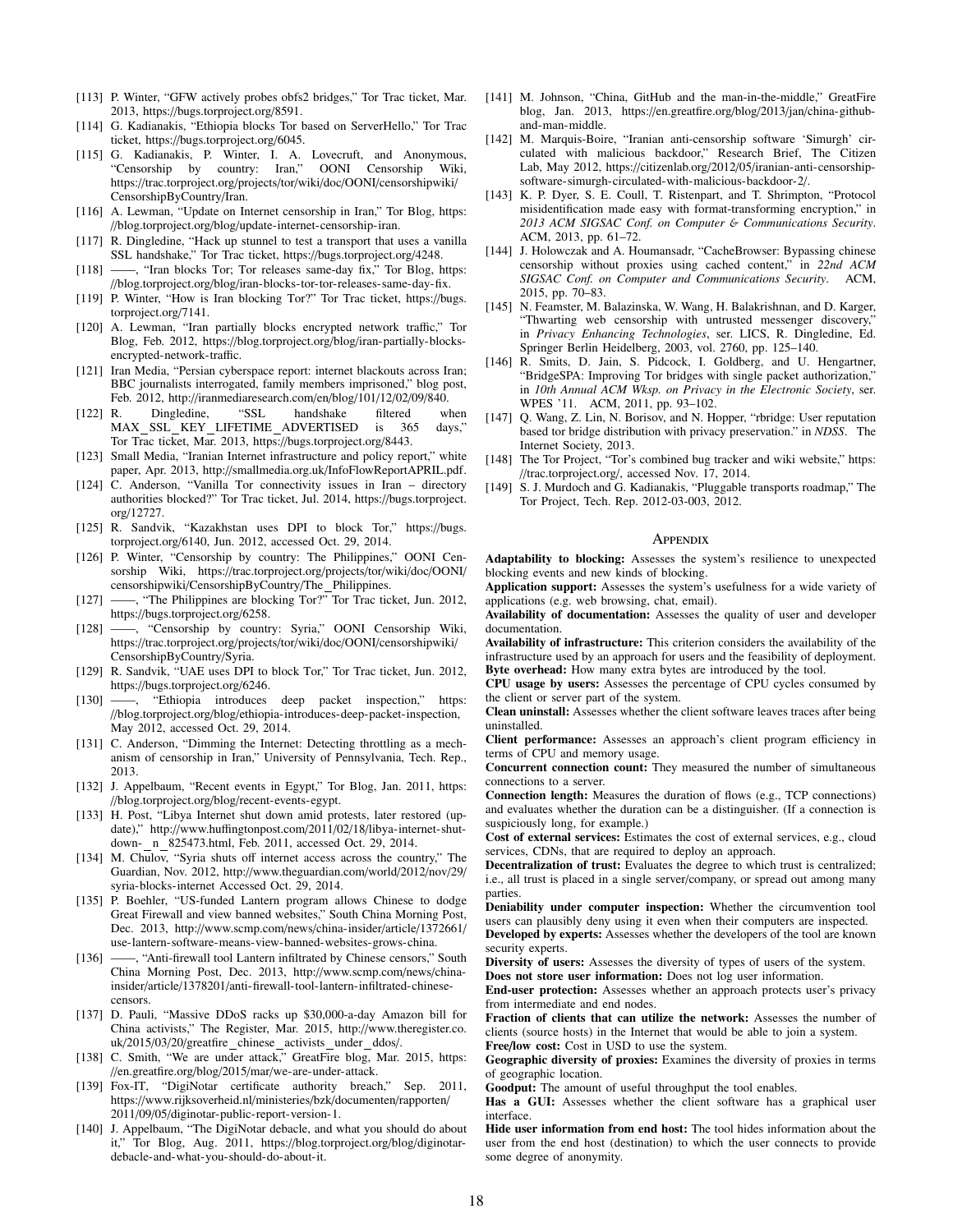[113] P. Winter, "GFW actively probes obfs2 bridges," Tor Trac ticket, Mar. 2013, https://bugs.torproject.org/8591.

[114] G. Kadianakis, "Ethiopia blocks Tor based on ServerHello," Tor Trac ticket, https://bugs.torproject.org/6045.

[115] G. Kadianakis, P. Winter, I. A. Lovecruft, and Anonymous, "Censorship by country: Iran," OONI Censorship Wiki, https://trac.torproject.org/projects/tor/wiki/doc/OONI/censorshipwiki/CensorshipByCountry/Iran.

[116] A. Lewman, "Update on Internet censorship in Iran," Tor Blog, https://blog.torproject.org/blog/update-internet-censorship-iran.

[117] R. Dingledine, "Hack up stunnel to test a transport that uses a vanilla SSL handshake," Tor Trac ticket, https://bugs.torproject.org/4248.

[118] ——, "Iran blocks Tor; Tor releases same-day fix," Tor Blog, https://blog.torproject.org/blog/iran-blocks-tor-tor-releases-same-day-fix.

[119] P. Winter, "How is Iran blocking Tor?" Tor Trac ticket, https://bugs.torproject.org/7141.

[120] A. Lewman, "Iran partially blocks encrypted network traffic," Tor Blog, Feb. 2012, https://blog.torproject.org/blog/iran-partially-blocks-encrypted-network-traffic.

[121] Iran Media, "Persian cyberspace report: internet blackouts across Iran; BBC journalists interrogated, family members imprisoned," blog post, Feb. 2012, http://iranmediaresearch.com/en/blog/101/12/02/09/840.

[122] R. Dingledine, "SSL handshake filtered when MAX_SSL_KEY_LIFETIME_ADVERTISED is 365 days," Tor Trac ticket, Mar. 2013, https://bugs.torproject.org/8443.

[123] Small Media, "Iranian Internet infrastructure and policy report," white paper, Apr. 2013, http://smallmedia.org.uk/InfoFlowReportAPRIL.pdf.

[124] C. Anderson, "Vanilla Tor connectivity issues in Iran – directory authorities blocked?" Tor Trac ticket, Jul. 2014, https://bugs.torproject.org/12727.

[125] R. Sandvik, "Kazakhstan uses DPI to block Tor," https://bugs.torproject.org/6140, Jun. 2012, accessed Oct. 29, 2014.

[126] P. Winter, "Censorship by country: The Philippines," OONI Censorship Wiki, https://trac.torproject.org/projects/tor/wiki/doc/OONI/censorshipwiki/CensorshipByCountry/The_Philippines.

[127] ——, "The Philippines are blocking Tor?" Tor Trac ticket, Jun. 2012, https://bugs.torproject.org/6258.

[128] ——, "Censorship by country: Syria," OONI Censorship Wiki, https://trac.torproject.org/projects/tor/wiki/doc/OONI/censorshipwiki/CensorshipByCountry/Syria.

[129] R. Sandvik, "UAE uses DPI to block Tor," Tor Trac ticket, Jun. 2012, https://bugs.torproject.org/6246.

[130] ——, "Ethiopia introduces deep packet inspection," https://blog.torproject.org/blog/ethiopia-introduces-deep-packet-inspection, May 2012, accessed Oct. 29, 2014.

[131] C. Anderson, "Dimming the Internet: Detecting throttling as a mechanism of censorship in Iran," University of Pennsylvania, Tech. Rep., 2013.

[132] J. Appelbaum, "Recent events in Egypt," Tor Blog, Jan. 2011, https://blog.torproject.org/blog/recent-events-egypt.

[133] H. Post, "Libya Internet shut down amid protests, later restored (updated)," http://www.huffingtonpost.com/2011/02/18/libya-internet-shut-down-_n_825473.html, Feb. 2011, accessed Oct. 29, 2014.

[134] M. Chulov, "Syria shuts off internet access across the country," The Guardian, Nov. 2012, http://www.theguardian.com/world/2012/nov/29/syria-blocks-internet Accessed Oct. 29, 2014.

[135] P. Boehler, "US-funded Lantern program allows Chinese to dodge Great Firewall and view banned websites," South China Morning Post, Dec. 2013, http://www.scmp.com/news/china-insider/article/1372661/use-lantern-software-means-view-banned-websites-grows-china.

[136] ——, "Anti-firewall tool Lantern infiltrated by Chinese censors," South China Morning Post, Dec. 2013, http://www.scmp.com/news/china-insider/article/1378201/anti-firewall-tool-lantern-infiltrated-chinese-censors.

[137] D. Pauli, "Massive DDoS racks up $30,000-a-day Amazon bill for China activists," The Register, Mar. 2015, http://www.theregister.co.uk/2015/03/20/greatfire_chinese_activists_under_ddos/.

[138] C. Smith, "We are under attack," GreatFire blog, Mar. 2015, https://en.greatfire.org/blog/2015/mar/we-are-under-attack.

[139] Fox-IT, "DigiNotar certificate authority breach," Sep. 2011, https://www.rijksoverheid.nl/ministeries/bzk/documenten/rapporten/2011/09/05/diginotar-public-report-version-1.

[140] J. Appelbaum, "The DigiNotar debacle, and what you should do about it," Tor Blog, Aug. 2011, https://blog.torproject.org/blog/diginotar-debacle-and-what-you-should-do-about-it.

[141] M. Johnson, "China, GitHub and the man-in-the-middle," GreatFire blog, Jan. 2013, https://en.greatfire.org/blog/2013/jan/china-github-and-man-middle.

[142] M. Marquis-Boire, "Iranian anti-censorship software 'Simurgh' circulated with malicious backdoor," Research Brief, The Citizen Lab, May 2012, https://citizenlab.org/2012/05/iranian-anti-censorship-software-simurgh-circulated-with-malicious-backdoor-2/.

[143] K. P. Dyer, S. E. Coull, T. Ristenpart, and T. Shrimpton, "Protocol misidentification made easy with format-transforming encryption," in *2013 ACM SIGSAC Conf. on Computer & Communications Security*. ACM, 2013, pp. 61–72.

[144] J. Holowczak and A. Houmansadr, "CacheBrowser: Bypassing chinese censorship without proxies using cached content," in *22nd ACM SIGSAC Conf. on Computer and Communications Security*. ACM, 2015, pp. 70–83.

[145] N. Feamster, M. Balazinska, W. Wang, H. Balakrishnan, and D. Karger, "Thwarting web censorship with untrusted messenger discovery," in *Privacy Enhancing Technologies*, ser. LICS, R. Dingledine, Ed. Springer Berlin Heidelberg, 2003, vol. 2760, pp. 125–140.

[146] R. Smits, D. Jain, S. Pidcock, I. Goldberg, and U. Hengartner, "BridgeSPA: Improving Tor bridges with single packet authorization," in *10th Annual ACM Wksp. on Privacy in the Electronic Society*, ser. WPES '11. ACM, 2011, pp. 93–102.

[147] Q. Wang, Z. Lin, N. Borisov, and N. Hopper, "rbridge: User reputation based tor bridge distribution with privacy preservation." in *NDSS*. The Internet Society, 2013.

[148] The Tor Project, "Tor's combined bug tracker and wiki website," https://trac.torproject.org/, accessed Nov. 17, 2014.

[149] S. J. Murdoch and G. Kadianakis, "Pluggable transports roadmap," The Tor Project, Tech. Rep. 2012-03-003, 2012.

## Appendix

**Adaptability to blocking:** Assesses the system's resilience to unexpected blocking events and new kinds of blocking.

**Application support:** Assesses the system's usefulness for a wide variety of applications (e.g. web browsing, chat, email).

**Availability of documentation:** Assesses the quality of user and developer documentation.

**Availability of infrastructure:** This criterion considers the availability of the infrastructure used by an approach for users and the feasibility of deployment.

**Byte overhead:** How many extra bytes are introduced by the tool.

**CPU usage by users:** Assesses the percentage of CPU cycles consumed by the client or server part of the system.

**Clean uninstall:** Assesses whether the client software leaves traces after being uninstalled.

**Client performance:** Assesses an approach's client program efficiency in terms of CPU and memory usage.

**Concurrent connection count:** They measured the number of simultaneous connections to a server.

**Connection length:** Measures the duration of flows (e.g., TCP connections) and evaluates whether the duration can be a distinguisher. (If a connection is suspiciously long, for example.)

**Cost of external services:** Estimates the cost of external services, e.g., cloud services, CDNs, that are required to deploy an approach.

**Decentralization of trust:** Evaluates the degree to which trust is centralized; i.e., all trust is placed in a single server/company, or spread out among many parties.

**Deniability under computer inspection:** Whether the circumvention tool users can plausibly deny using it even when their computers are inspected.

**Developed by experts:** Assesses whether the developers of the tool are known security experts.

**Diversity of users:** Assesses the diversity of types of users of the system.

**Does not store user information:** Does not log user information.

**End-user protection:** Assesses whether an approach protects user's privacy from intermediate and end nodes.

**Fraction of clients that can utilize the network:** Assesses the number of clients (source hosts) in the Internet that would be able to join a system.

**Free/low cost:** Cost in USD to use the system.

**Geographic diversity of proxies:** Examines the diversity of proxies in terms of geographic location.

**Goodput:** The amount of useful throughput the tool enables.

**Has a GUI:** Assesses whether the client software has a graphical user interface.

**Hide user information from end host:** The tool hides information about the user from the end host (destination) to which the user connects to provide some degree of anonymity.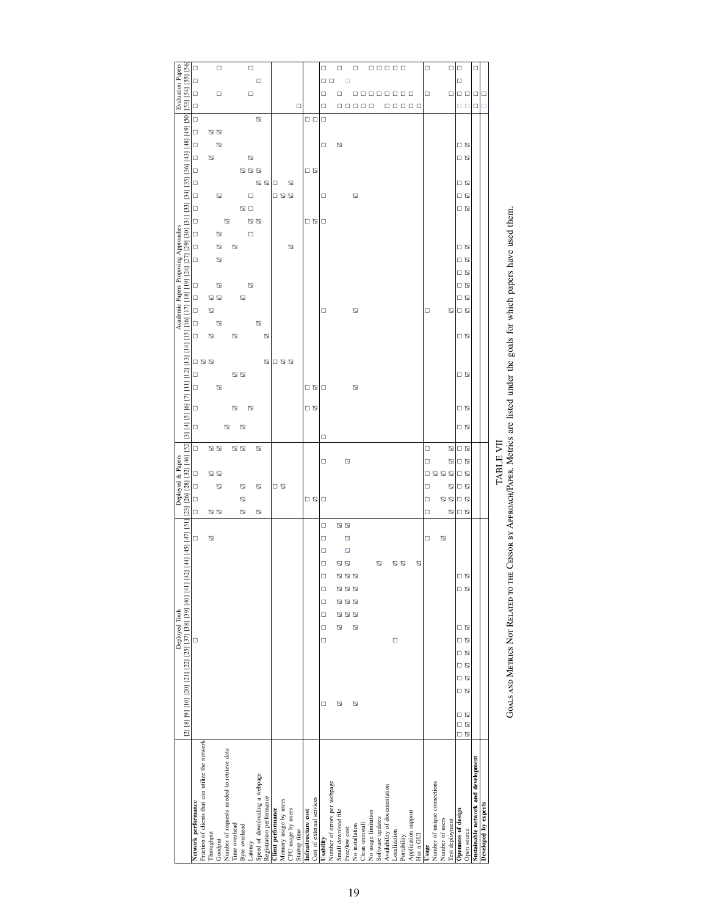| | Deployed Tools | | | | | | | | | | | | | | | | | | Deployed & Papers | | | | | | Academic Papers Proposing Approaches | | | | | | | | | | | | | | | | | | | | | | | | | | | Evaluation Papers | | | |
|---|---|---|---|---|---|---|---|---|---|---|---|---|---|---|---|---|---|---|---|---|---|---|---|---|---|---|---|---|---|---|---|---|---|---|---|---|---|---|---|---|---|---|---|---|---|---|---|---|---|---|---|---|---|---|---|
| | [2] | [8] | [9] | [10] | [20] | [21] | [22] | [25] | [37] | [38] | [39] | [40] | [41] | [42] | [44] | [45] | [47] | [51] | [23] | [26] | [28] | [32] | [46] | [52] | [3] | [4] | [5] | [6] | [7] | [11] | [12] | [13] | [14] | [15] | [16] | [17] | [18] | [19] | [24] | [27] | [29] | [30] | [31] | [33] | [34] | [35] | [36] | [43] | [48] | [49] | [50] | [53] | [54] | [55] | [56] |
| **Network performance** | | | | | | | | ☐ | | | | | | | | | | ☐ | ☐ | ☐ | ☐ | ☐ | | ☐ | ☐ | | ☐ | ☐ | | ☐ | ☐ | | ☐ | ☐ | ☐ | ☐ | ☐ | | ☐ | ☐ | ☐ | ☐ | ☐ | ☐ | ☐ | ☐ | ☐ | ☐ | ☐ | | ☐ | ☐ | ☐ | ☐ | ☐ |
| Fraction of clients that can utilize the network | | | | | | | | | | | | | | | | | | | | | | | | | | | | | | | ☒ | | | | | | | | | | | | | | | | | | | | | | | | |
| Throughput | | | | | | | | | | | | | | | | | | ☒ | ☒ | | | ☒ | | ☒ | | | | | | | ☒ | | ☒ | | ☒ | ☒ | | | | | | | | | | | | | ☒ | | | | | | |
| Goodput | | | | | | | | | | | | | | | | | | | ☒ | | ☒ | ☒ | | ☒ | | | | ☒ | | | | | | ☒ | | ☒ | ☒ | | ☒ | ☒ | ☒ | | | ☒ | | | | ☒ | ☒ | | | | ☐ | | ☐ |
| Number of requests needed to retrieve data | | | | | | | | | | | | | | | | | | | | | | | | | ☒ | | | | | | | | | | | | | | | | | ☒ | | | | | | | | | | | | | |
| Time overhead | | | | | | | | | | | | | | | | | | | | | | | | ☒ | | | ☒ | | | ☒ | | | ☒ | | | | | | | ☒ | | | | | | | | | | | | | | | |
| Byte overhead | | | | | | | | | | | | | | | | | | | ☒ | | | | | ☒ | ☒ | | | | | ☒ | | | | | | ☒ | | | | | | | ☒ | | | ☒ | | | | | | | | | |
| Latency | | | | | | | | | | | | | | | | | | | | ☒ | ☒ | | | | | | ☒ | | | | | | | | | | ☒ | | | | ☐ | ☒ | ☐ | ☐ | | ☒ | ☒ | | | | | | ☐ | | ☐ |
| Speed of downloading a webpage | | | | | | | | | | | | | | | | | | | ☒ | | ☒ | | | ☒ | | | | | | | | | | ☒ | | | | | | | | ☒ | | | ☒ | ☒ | | | | | ☒ | | | ☐ | |
| Registration performance | | | | | | | | | | | | | | | | | | | | | | | | | | | | | | | ☒ | | ☒ | | | | | | | | | | | | ☒ | | | | | | | | | | |
| **Client performance** | | | | | | | | | | | | | | | | | | | | | ☐ | | | | | | | | | | ☐ | | | | | | | | | | | | | ☐ | ☐ | | | | | | | | | | |
| Memory usage by users | | | | | | | | | | | | | | | | | | | | | ☒ | | | | | | | | | | ☒ | | | | | | | | | | | | | ☒ | | | | | | | | | | | |
| CPU usage by users | | | | | | | | | | | | | | | | | | | | | | | | | | | | | | | ☒ | | | | | | | | | ☒ | | | | ☒ | ☒ | | | | | | | | | | |
| Startup time | | | | | | | | | | | | | | | | | | | | | | | | | | | | | | | | | | | | | | | | | | | | | | | | | | | | ☐ | | | |
| **Infrastructure cost** | | | | | | | | | | | | | | | | | | | | ☐ | | | | | | | ☐ | ☐ | | | | | | | | | | | | | | ☐ | | | | ☐ | | | | | ☐ | | | | |
| Cost of external services | | | | | | | | | | | | | | | | | | | | ☒ | | | | | | | ☒ | ☒ | | | | | | | | | | | | | | ☒ | | | | ☒ | | | | | ☐ | | | | |
| **Usability** | | | ☐ | | | | | | ☐ | ☐ | ☐ | ☐ | ☐ | ☐ | ☐ | ☐ | ☐ | | | ☐ | | | ☐ | | ☐ | | | ☐ | | | | | | | ☐ | | | | | | | ☐ | | ☐ | | | | ☐ | | | ☐ | ☐ | ☐ | ☐ | ☐ |
| Number of errors per webpage | | | | | | | | | | | | | | | | | | | | | | | | | | | | | | | | | | | | | | | | | | | | | | | | | | | | | | ☐ | |
| Small download file | | | ☒ | | | | | | | ☒ | ☒ | ☒ | ☒ | ☒ | | | ☒ | | | | | | | | | | | | | | | | | | | | | | | | | | | | | | | ☒ | | | | ☐ | ☐ | | ☐ |
| Free/low cost | | | | | | | | | | ☒ | ☒ | ☒ | ☒ | ☒ | ☐ | ☐ | ☒ | | | | | | ☐ | | | | | | | | | | | | | | | | | | | | | | | | | | | | | ☐ | ☐ | ☐ | ☐ |
| No installation | | | ☒ | | | | | | ☒ | ☒ | ☒ | ☒ | ☒ | | | | | | | | | | | | | | | ☒ | | | | | | | ☒ | | | | | | | | | ☒ | | | | | | | | ☐ | ☐ | | |
| Clean uninstall | | | | | | | | | | | | | | | | | | | | | | | | | | | | | | | | | | | | | | | | | | | | | | | | | | | | ☐ | ☐ | | ☐ |
| No usage limitation | | | | | | | | | | | | | | | | | | | | | | | | | | | | | | | | | | | | | | | | | | | | | | | | | | | | ☐ | ☐ | | ☐ |
| Software updates | | | | | | | | | | | | | | ☒ | | | | | | | | | | | | | | | | | | | | | | | | | | | | | | | | | | | | | | | ☐ | | ☐ |
| Availability of documentation | | | | | | | | ☐ | | | | | | | | | | | | | | | | | | | | | | | | | | | | | | | | | | | | | | | | | | | | ☐ | ☐ | | ☐ |
| Localization | | | | | | | | | | | | | | ☒ | | | | | | | | | | | | | | | | | | | | | | | | | | | | | | | | | | | | | | ☐ | ☐ | | ☐ |
| Portability | | | | | | | | | | | | | | ☒ | | | | | | | | | | | | | | | | | | | | | | | | | | | | | | | | | | | | | | ☐ | ☐ | | ☐ |
| Application support | | | | | | | | | | | | | | | | | | | | | | | | | | | | | | | | | | | | | | | | | | | | | | | | | | | | ☐ | | | |
| Has a GUI | | | | | | | | | | | | | | ☒ | | | | | | | | | | | | | | | | | | | | | | | | | | | | | | | | | | | | | | ☐ | | | |
| **Usage** | | | | | | | | | | | | | | | | | | ☐ | ☐ | ☐ | ☐ | ☐ | ☐ | ☐ | | | | | | | | | | | ☐ | | | | | | | | | | | | | | | | | | ☐ | | ☐ |
| Number of unique connections | | | | | | | | | | | | | | | | | | | | | | ☒ | | | | | | | | | | | | | | | | | | | | | | | | | | | | | | | | | |
| Number of users | | | | | | | | | | | | | | | | | | ☒ | | ☒ | | ☒ | | | | | | | | | | | | | | | | | | | | | | | | | | | | | | | | | |
| Test deployment | | | | | | | | | | | | | | | | | | | ☒ | ☒ | ☒ | ☒ | ☒ | ☒ | | | | | | | | | | | ☒ | | | | | | | | | | | | | | | | | | ☐ | | ☐ |
| **Openness of design** | ☐ | ☐ | | ☐ | ☐ | ☐ | ☐ | ☐ | ☐ | | | | ☐ | | | | | | ☐ | ☐ | ☐ | ☐ | ☐ | ☐ | ☐ | | ☐ | | | | | | ☐ | | ☐ | ☐ | ☐ | ☐ | ☐ | ☐ | | | ☐ | ☐ | ☐ | | ☐ | ☐ | | | | ☐ | ☐ | ☐ | ☐ |
| Open source | ☒ | ☒ | | ☒ | ☒ | ☒ | ☒ | ☒ | ☒ | | | | ☒ | | | | | | ☒ | ☒ | ☒ | ☒ | ☒ | ☒ | ☒ | | ☒ | | | | | | ☒ | | ☒ | ☒ | ☒ | ☒ | ☒ | ☒ | | | ☒ | ☒ | ☒ | | ☒ | ☒ | | | | ☐ | ☐ | | |
| **Sustainable network and development** | | | | | | | | | | | | | | | | | | | | | | | | | | | | | | | | | | | | | | | | | | | | | | | | | | | | ☐ | ☐ | | ☐ |
| **Developed by experts** | | | | | | | | | | | | | | | | | | | | | | | | | | | | | | | | | | | | | | | | | | | | | | | | | | | | ☐ | ☐ | | |

TABLE VII
Goals and Metrics Not Related to the Censor by Approach/Paper. Metrics are listed under the goals for which papers have used them.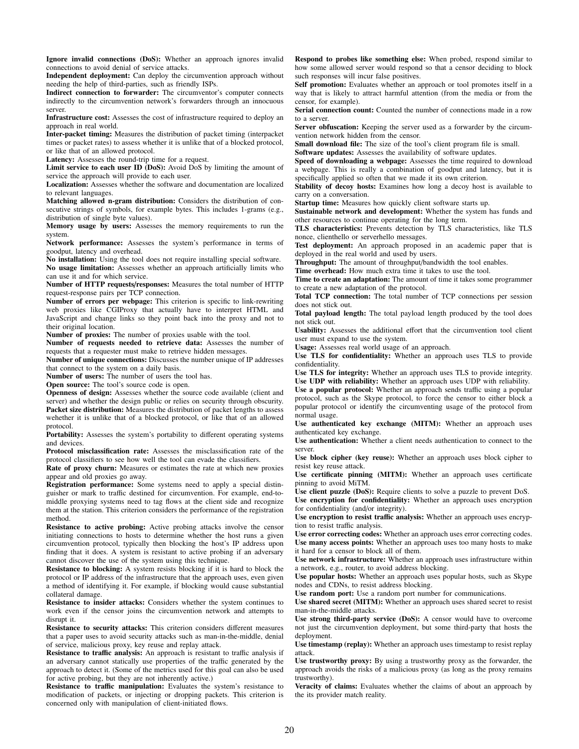**Ignore invalid connections (DoS):** Whether an approach ignores invalid connections to avoid denial of service attacks.

**Independent deployment:** Can deploy the circumvention approach without needing the help of third-parties, such as friendly ISPs.

**Indirect connection to forwarder:** The circumventor's computer connects indirectly to the circumvention network's forwarders through an innocuous server.

**Infrastructure cost:** Assesses the cost of infrastructure required to deploy an approach in real world.

**Inter-packet timing:** Measures the distribution of packet timing (interpacket times or packet rates) to assess whether it is unlike that of a blocked protocol, or like that of an allowed protocol.

**Latency:** Assesses the round-trip time for a request.

**Limit service to each user ID (DoS):** Avoid DoS by limiting the amount of service the approach will provide to each user.

**Localization:** Assesses whether the software and documentation are localized to relevant languages.

**Matching allowed n-gram distribution:** Considers the distribution of consecutive strings of symbols, for example bytes. This includes 1-grams (e.g., distribution of single byte values).

**Memory usage by users:** Assesses the memory requirements to run the system.

**Network performance:** Assesses the system's performance in terms of goodput, latency and overhead.

**No installation:** Using the tool does not require installing special software.

**No usage limitation:** Assesses whether an approach artificially limits who can use it and for which service.

**Number of HTTP requests/responses:** Measures the total number of HTTP request-response pairs per TCP connection.

**Number of errors per webpage:** This criterion is specific to link-rewriting web proxies like CGIProxy that actually have to interpret HTML and JavaScript and change links so they point back into the proxy and not to their original location.

**Number of proxies:** The number of proxies usable with the tool.

**Number of requests needed to retrieve data:** Assesses the number of requests that a requester must make to retrieve hidden messages.

**Number of unique connections:** Discusses the number unique of IP addresses that connect to the system on a daily basis.

**Number of users:** The number of users the tool has.

**Open source:** The tool's source code is open.

**Openness of design:** Assesses whether the source code available (client and server) and whether the design public or relies on security through obscurity.

**Packet size distribution:** Measures the distribution of packet lengths to assess wehether it is unlike that of a blocked protocol, or like that of an allowed protocol.

**Portability:** Assesses the system's portability to different operating systems and devices.

**Protocol misclassification rate:** Assesses the misclassification rate of the protocol classifiers to see how well the tool can evade the classifiers.

**Rate of proxy churn:** Measures or estimates the rate at which new proxies appear and old proxies go away.

**Registration performance:** Some systems need to apply a special distinguisher or mark to traffic destined for circumvention. For example, end-to-middle proxying systems need to tag flows at the client side and recognize them at the station. This criterion considers the performance of the registration method.

**Resistance to active probing:** Active probing attacks involve the censor initiating connections to hosts to determine whether the host runs a given circumvention protocol, typically then blocking the host's IP address upon finding that it does. A system is resistant to active probing if an adversary cannot discover the use of the system using this technique.

**Resistance to blocking:** A system resists blocking if it is hard to block the protocol or IP address of the infrastructure that the approach uses, even given a method of identifying it. For example, if blocking would cause substantial collateral damage.

**Resistance to insider attacks:** Considers whether the system continues to work even if the censor joins the circumvention network and attempts to disrupt it.

**Resistance to security attacks:** This criterion considers different measures that a paper uses to avoid security attacks such as man-in-the-middle, denial of service, malicious proxy, key reuse and replay attack.

**Resistance to traffic analysis:** An approach is resistant to traffic analysis if an adversary cannot statically use properties of the traffic generated by the approach to detect it. (Some of the metrics used for this goal can also be used for active probing, but they are not inherently active.)

**Resistance to traffic manipulation:** Evaluates the system's resistance to modification of packets, or injecting or dropping packets. This criterion is concerned only with manipulation of client-initiated flows.

**Respond to probes like something else:** When probed, respond similar to how some allowed server would respond so that a censor deciding to block such responses will incur false positives.

**Self promotion:** Evaluates whether an approach or tool promotes itself in a way that is likely to attract harmful attention (from the media or from the censor, for example).

**Serial connection count:** Counted the number of connections made in a row to a server.

**Server obfuscation:** Keeping the server used as a forwarder by the circumvention network hidden from the censor.

**Small download file:** The size of the tool's client program file is small.

**Software updates:** Assesses the availability of software updates.

**Speed of downloading a webpage:** Assesses the time required to download a webpage. This is really a combination of goodput and latency, but it is specifically applied so often that we made it its own criterion.

**Stability of decoy hosts:** Examines how long a decoy host is available to carry on a conversation.

**Startup time:** Measures how quickly client software starts up.

**Sustainable network and development:** Whether the system has funds and other resources to continue operating for the long term.

**TLS characteristics:** Prevents detection by TLS characteristics, like TLS nonce, clienthello or serverhello messages.

**Test deployment:** An approach proposed in an academic paper that is deployed in the real world and used by users.

**Throughput:** The amount of throughput/bandwidth the tool enables.

**Time overhead:** How much extra time it takes to use the tool.

**Time to create an adaptation:** The amount of time it takes some programmer to create a new adaptation of the protocol.

**Total TCP connection:** The total number of TCP connections per session does not stick out.

**Total payload length:** The total payload length produced by the tool does not stick out.

**Usability:** Assesses the additional effort that the circumvention tool client user must expand to use the system.

**Usage:** Assesses real world usage of an approach.

**Use TLS for confidentiality:** Whether an approach uses TLS to provide confidentiality.

**Use TLS for integrity:** Whether an approach uses TLS to provide integrity.

**Use UDP with reliability:** Whether an approach uses UDP with reliability.

**Use a popular protocol:** Whether an approach sends traffic using a popular protocol, such as the Skype protocol, to force the censor to either block a popular protocol or identify the circumventing usage of the protocol from normal usage.

**Use authenticated key exchange (MITM):** Whether an approach uses authenticated key exchange.

**Use authentication:** Whether a client needs authentication to connect to the server.

**Use block cipher (key reuse):** Whether an approach uses block cipher to resist key reuse attack.

**Use certificate pinning (MITM):** Whether an approach uses certificate pinning to avoid MiTM.

**Use client puzzle (DoS):** Require clients to solve a puzzle to prevent DoS.

**Use encryption for confidentiality:** Whether an approach uses encryption for confidentiality (and/or integrity).

**Use encryption to resist traffic analysis:** Whether an approach uses encryption to resist traffic analysis.

**Use error correcting codes:** Whether an approach uses error correcting codes.

**Use many access points:** Whether an approach uses too many hosts to make it hard for a censor to block all of them.

**Use network infrastructure:** Whether an approach uses infrastructure within a network, e.g., router, to avoid address blocking.

**Use popular hosts:** Whether an approach uses popular hosts, such as Skype nodes and CDNs, to resist address blocking.

**Use random port:** Use a random port number for communications.

**Use shared secret (MITM):** Whether an approach uses shared secret to resist man-in-the-middle attacks.

**Use strong third-party service (DoS):** A censor would have to overcome not just the circumvention deployment, but some third-party that hosts the deployment.

**Use timestamp (replay):** Whether an approach uses timestamp to resist replay attack.

**Use trustworthy proxy:** By using a trustworthy proxy as the forwarder, the approach avoids the risks of a malicious proxy (as long as the proxy remains trustworthy).

**Veracity of claims:** Evaluates whether the claims of about an approach by the its provider match reality.